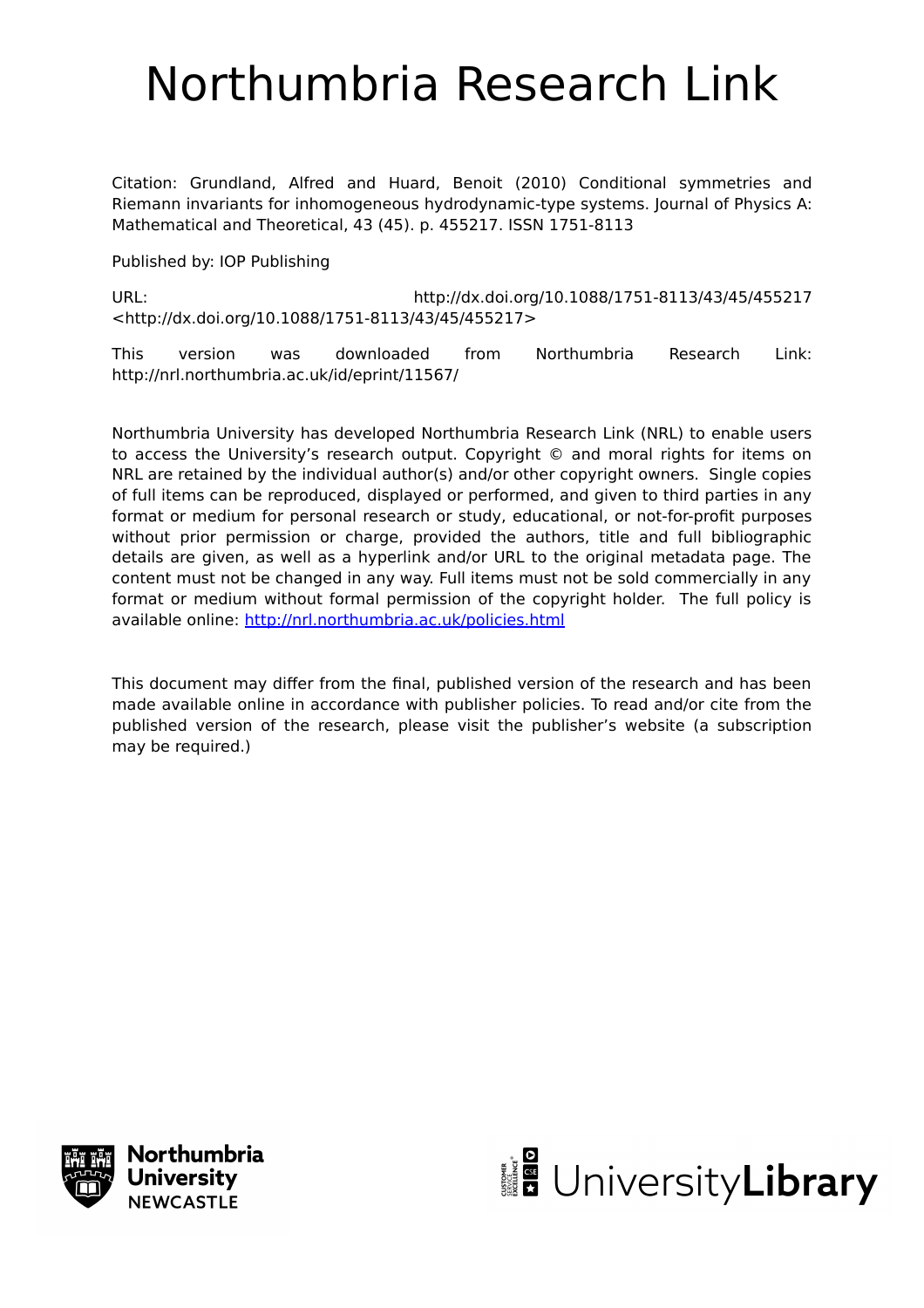# Northumbria Research Link

Citation: Grundland, Alfred and Huard, Benoit (2010) Conditional symmetries and Riemann invariants for inhomogeneous hydrodynamic-type systems. Journal of Physics A: Mathematical and Theoretical, 43 (45). p. 455217. ISSN 1751-8113

Published by: IOP Publishing

URL: http://dx.doi.org/10.1088/1751-8113/43/45/455217 <http://dx.doi.org/10.1088/1751-8113/43/45/455217>

This version was downloaded from Northumbria Research Link: http://nrl.northumbria.ac.uk/id/eprint/11567/

Northumbria University has developed Northumbria Research Link (NRL) to enable users to access the University's research output. Copyright © and moral rights for items on NRL are retained by the individual author(s) and/or other copyright owners. Single copies of full items can be reproduced, displayed or performed, and given to third parties in any format or medium for personal research or study, educational, or not-for-profit purposes without prior permission or charge, provided the authors, title and full bibliographic details are given, as well as a hyperlink and/or URL to the original metadata page. The content must not be changed in any way. Full items must not be sold commercially in any format or medium without formal permission of the copyright holder. The full policy is available online: http://nrl.northumbria.ac.uk/policies.html

This document may differ from the final, published version of the research and has been made available online in accordance with publisher policies. To read and/or cite from the published version of the research, please visit the publisher's website (a subscription may be required.)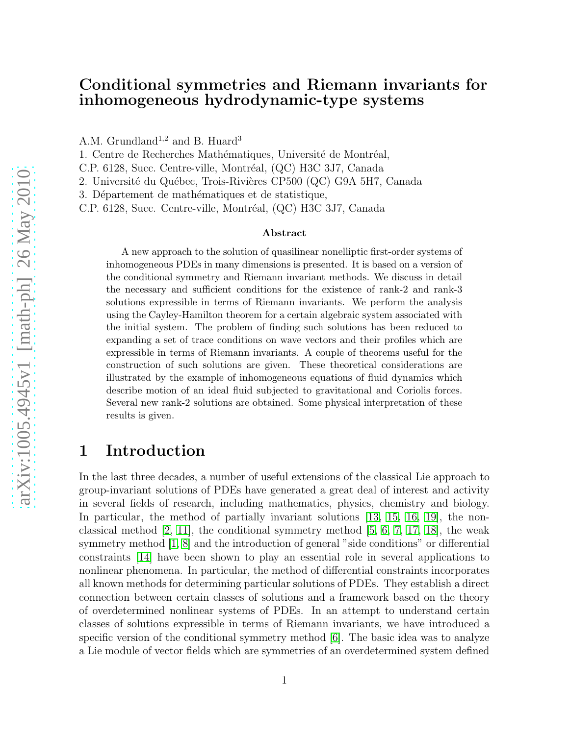# Conditional symmetries and Riemann invariants for inhomogeneous hydrodynamic-type systems

A.M. Grundland[1,2] and B. Huard[3]

1. Centre de Recherches Mathématiques, Université de Montréal, C.P. 6128, Succ. Centre-ville, Montréal, (QC) H3C 3J7, Canada
2. Université du Québec, Trois-Rivières CP500 (QC) G9A 5H7, Canada
3. Département de mathématiques et de statistique, C.P. 6128, Succ. Centre-ville, Montréal, (QC) H3C 3J7, Canada

### Abstract

A new approach to the solution of quasilinear nonelliptic first-order systems of inhomogeneous PDEs in many dimensions is presented. It is based on a version of the conditional symmetry and Riemann invariant methods. We discuss in detail the necessary and sufficient conditions for the existence of rank-2 and rank-3 solutions expressible in terms of Riemann invariants. We perform the analysis using the Cayley-Hamilton theorem for a certain algebraic system associated with the initial system. The problem of finding such solutions has been reduced to expanding a set of trace conditions on wave vectors and their profiles which are expressible in terms of Riemann invariants. A couple of theorems useful for the construction of such solutions are given. These theoretical considerations are illustrated by the example of inhomogeneous equations of fluid dynamics which describe motion of an ideal fluid subjected to gravitational and Coriolis forces. Several new rank-2 solutions are obtained. Some physical interpretation of these results is given.

## 1 Introduction

In the last three decades, a number of useful extensions of the classical Lie approach to group-invariant solutions of PDEs have generated a great deal of interest and activity in several fields of research, including mathematics, physics, chemistry and biology. In particular, the method of partially invariant solutions [13, 15, 16, 19], the non-classical method [2, 11], the conditional symmetry method [5, 6, 7, 17, 18], the weak symmetry method [1, 8] and the introduction of general "side conditions" or differential constraints [14] have been shown to play an essential role in several applications to nonlinear phenomena. In particular, the method of differential constraints incorporates all known methods for determining particular solutions of PDEs. They establish a direct connection between certain classes of solutions and a framework based on the theory of overdetermined nonlinear systems of PDEs. In an attempt to understand certain classes of solutions expressible in terms of Riemann invariants, we have introduced a specific version of the conditional symmetry method [6]. The basic idea was to analyze a Lie module of vector fields which are symmetries of an overdetermined system defined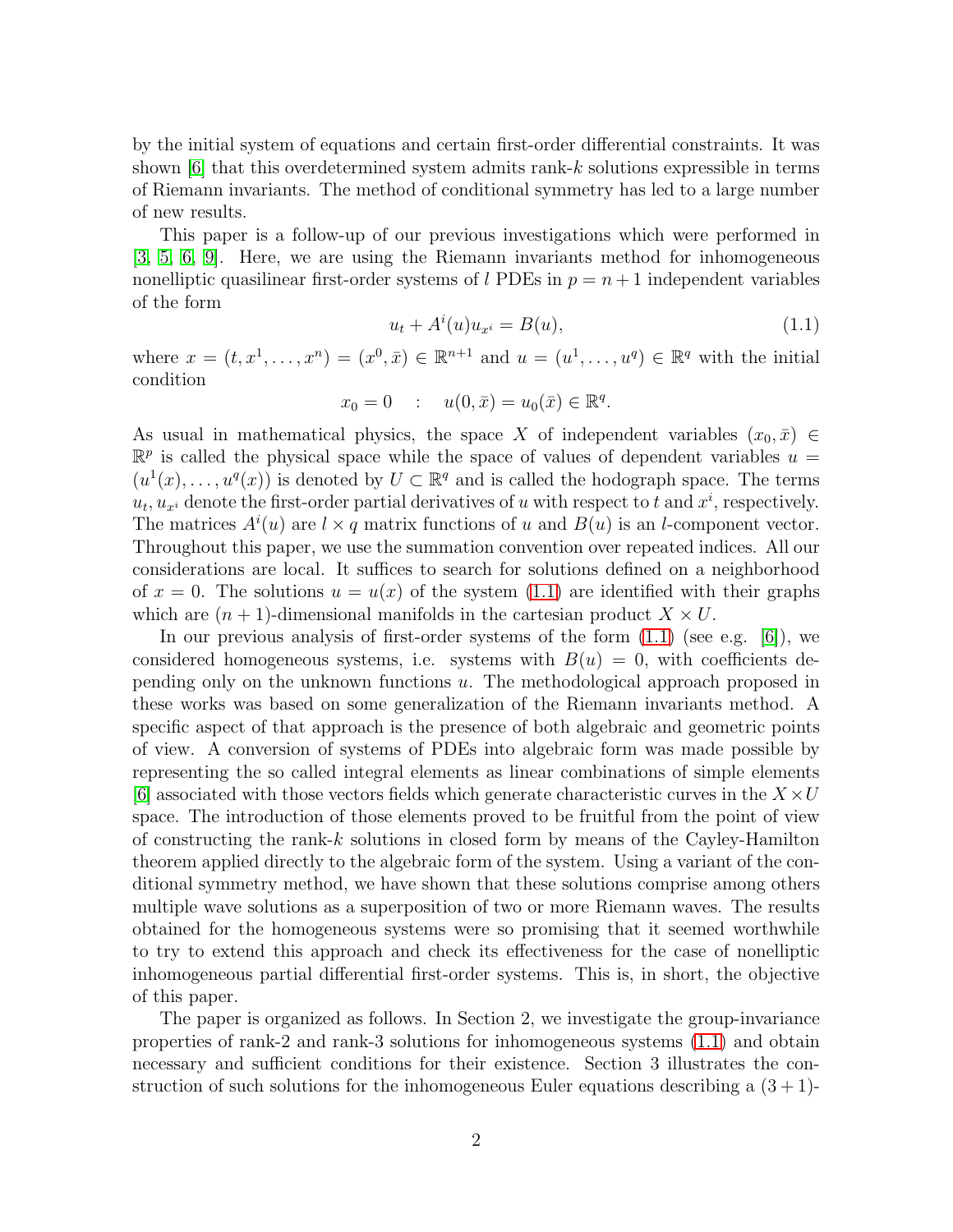by the initial system of equations and certain first-order differential constraints. It was shown [6] that this overdetermined system admits rank-$k$ solutions expressible in terms of Riemann invariants. The method of conditional symmetry has led to a large number of new results.

This paper is a follow-up of our previous investigations which were performed in [3, 5, 6, 9]. Here, we are using the Riemann invariants method for inhomogeneous nonelliptic quasilinear first-order systems of $l$ PDEs in $p = n+1$ independent variables of the form

$$u_t + A^i(u)u_{x^i} = B(u), \tag{1.1}$$

where $x = (t, x^1, \ldots, x^n) = (x^0, \bar{x}) \in \mathbb{R}^{n+1}$ and $u = (u^1, \ldots, u^q) \in \mathbb{R}^q$ with the initial condition

$$x_0 = 0 \quad : \quad u(0, \bar{x}) = u_0(\bar{x}) \in \mathbb{R}^q.$$

As usual in mathematical physics, the space $X$ of independent variables $(x_0, \bar{x}) \in \mathbb{R}^p$ is called the physical space while the space of values of dependent variables $u = (u^1(x), \ldots, u^q(x))$ is denoted by $U \subset \mathbb{R}^q$ and is called the hodograph space. The terms $u_t, u_{x^i}$ denote the first-order partial derivatives of $u$ with respect to $t$ and $x^i$, respectively. The matrices $A^i(u)$ are $l \times q$ matrix functions of $u$ and $B(u)$ is an $l$-component vector. Throughout this paper, we use the summation convention over repeated indices. All our considerations are local. It suffices to search for solutions defined on a neighborhood of $x = 0$. The solutions $u = u(x)$ of the system (1.1) are identified with their graphs which are $(n+1)$-dimensional manifolds in the cartesian product $X \times U$.

In our previous analysis of first-order systems of the form (1.1) (see e.g. [6]), we considered homogeneous systems, i.e. systems with $B(u) = 0$, with coefficients depending only on the unknown functions $u$. The methodological approach proposed in these works was based on some generalization of the Riemann invariants method. A specific aspect of that approach is the presence of both algebraic and geometric points of view. A conversion of systems of PDEs into algebraic form was made possible by representing the so called integral elements as linear combinations of simple elements [6] associated with those vectors fields which generate characteristic curves in the $X \times U$ space. The introduction of those elements proved to be fruitful from the point of view of constructing the rank-$k$ solutions in closed form by means of the Cayley-Hamilton theorem applied directly to the algebraic form of the system. Using a variant of the conditional symmetry method, we have shown that these solutions comprise among others multiple wave solutions as a superposition of two or more Riemann waves. The results obtained for the homogeneous systems were so promising that it seemed worthwhile to try to extend this approach and check its effectiveness for the case of nonelliptic inhomogeneous partial differential first-order systems. This is, in short, the objective of this paper.

The paper is organized as follows. In Section 2, we investigate the group-invariance properties of rank-2 and rank-3 solutions for inhomogeneous systems (1.1) and obtain necessary and sufficient conditions for their existence. Section 3 illustrates the construction of such solutions for the inhomogeneous Euler equations describing a $(3+1)$-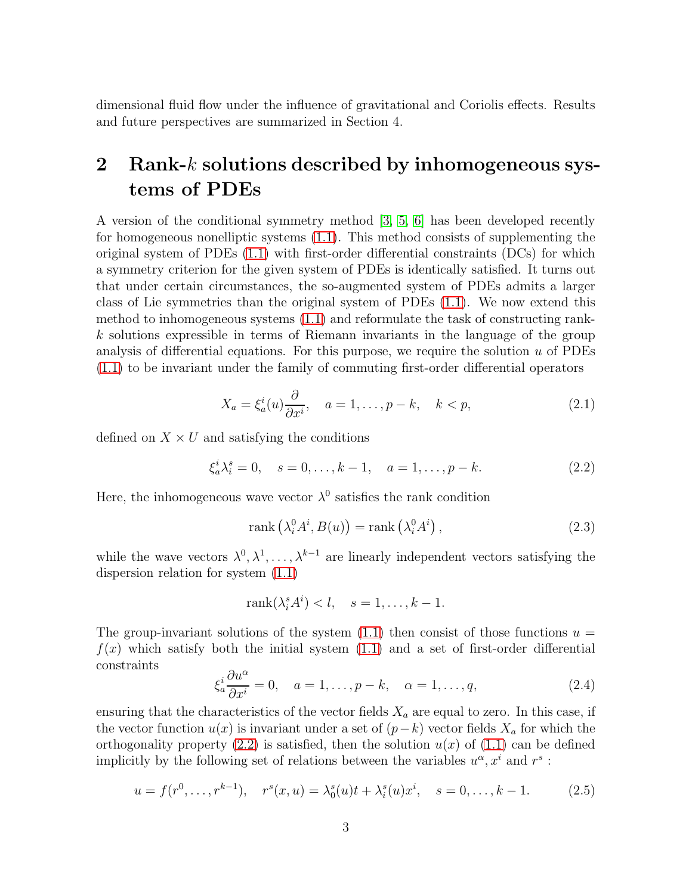dimensional fluid flow under the influence of gravitational and Coriolis effects. Results and future perspectives are summarized in Section 4.

## 2 Rank-$k$ solutions described by inhomogeneous systems of PDEs

A version of the conditional symmetry method [3, 5, 6] has been developed recently for homogeneous nonelliptic systems (1.1). This method consists of supplementing the original system of PDEs (1.1) with first-order differential constraints (DCs) for which a symmetry criterion for the given system of PDEs is identically satisfied. It turns out that under certain circumstances, the so-augmented system of PDEs admits a larger class of Lie symmetries than the original system of PDEs (1.1). We now extend this method to inhomogeneous systems (1.1) and reformulate the task of constructing rank-$k$ solutions expressible in terms of Riemann invariants in the language of the group analysis of differential equations. For this purpose, we require the solution $u$ of PDEs (1.1) to be invariant under the family of commuting first-order differential operators

$$X_a = \xi^i_a(u)\frac{\partial}{\partial x^i}, \quad a = 1, \dots, p-k, \quad k < p, \tag{2.1}$$

defined on $X \times U$ and satisfying the conditions

$$\xi^i_a \lambda^s_i = 0, \quad s = 0, \dots, k-1, \quad a = 1, \dots, p-k. \tag{2.2}$$

Here, the inhomogeneous wave vector $\lambda^0$ satisfies the rank condition

$$\operatorname{rank}\left(\lambda^0_i A^i, B(u)\right) = \operatorname{rank}\left(\lambda^0_i A^i\right), \tag{2.3}$$

while the wave vectors $\lambda^0, \lambda^1, \dots, \lambda^{k-1}$ are linearly independent vectors satisfying the dispersion relation for system (1.1)

$$\operatorname{rank}(\lambda^s_i A^i) < l, \quad s = 1, \dots, k-1.$$

The group-invariant solutions of the system (1.1) then consist of those functions $u = f(x)$ which satisfy both the initial system (1.1) and a set of first-order differential constraints

$$\xi^i_a \frac{\partial u^\alpha}{\partial x^i} = 0, \quad a = 1, \dots, p-k, \quad \alpha = 1, \dots, q, \tag{2.4}$$

ensuring that the characteristics of the vector fields $X_a$ are equal to zero. In this case, if the vector function $u(x)$ is invariant under a set of $(p-k)$ vector fields $X_a$ for which the orthogonality property (2.2) is satisfied, then the solution $u(x)$ of (1.1) can be defined implicitly by the following set of relations between the variables $u^\alpha, x^i$ and $r^s$ :

$$u = f(r^0, \dots, r^{k-1}), \quad r^s(x, u) = \lambda^s_0(u)t + \lambda^s_i(u)x^i, \quad s = 0, \dots, k-1. \tag{2.5}$$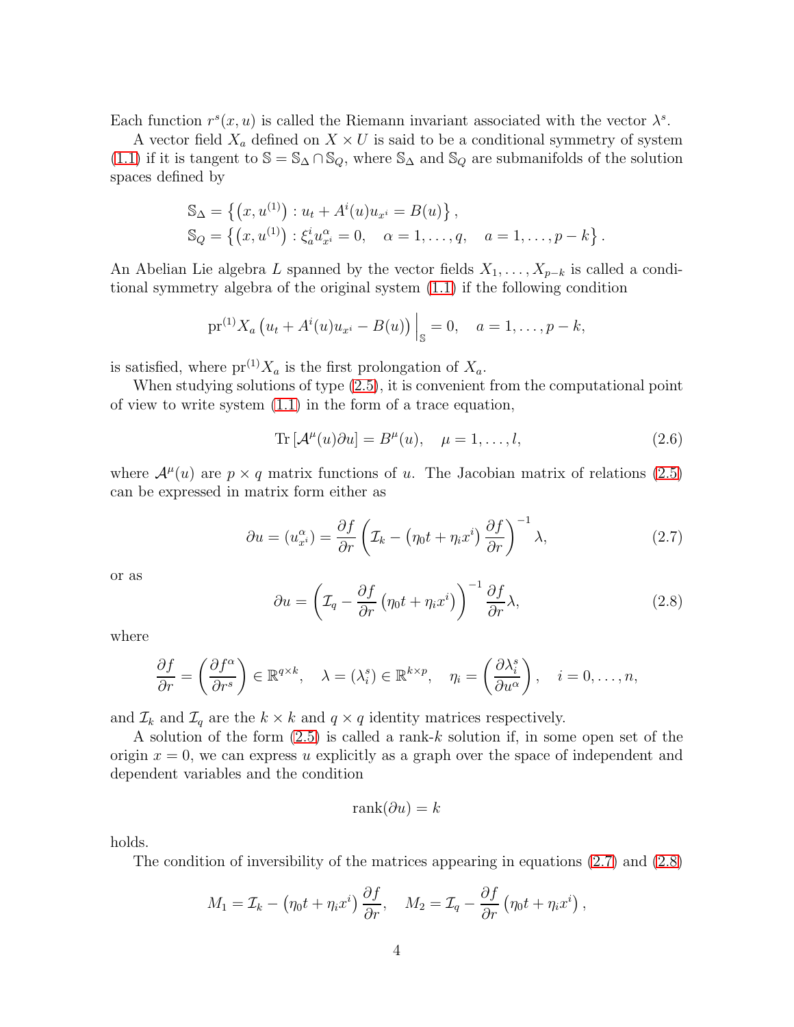Each function $r^s(x,u)$ is called the Riemann invariant associated with the vector $\lambda^s$.

A vector field $X_a$ defined on $X \times U$ is said to be a conditional symmetry of system (1.1) if it is tangent to $\mathbb{S} = \mathbb{S}_\Delta \cap \mathbb{S}_Q$, where $\mathbb{S}_\Delta$ and $\mathbb{S}_Q$ are submanifolds of the solution spaces defined by

$$\mathbb{S}_\Delta = \left\{ \left(x, u^{(1)}\right) : u_t + A^i(u) u_{x^i} = B(u) \right\},$$
$$\mathbb{S}_Q = \left\{ \left(x, u^{(1)}\right) : \xi^i_a u^\alpha_{x^i} = 0, \quad \alpha = 1, \ldots, q, \quad a = 1, \ldots, p-k \right\}.$$

An Abelian Lie algebra $L$ spanned by the vector fields $X_1, \ldots, X_{p-k}$ is called a conditional symmetry algebra of the original system (1.1) if the following condition

$$\mathrm{pr}^{(1)} X_a \left( u_t + A^i(u) u_{x^i} - B(u) \right) \Big|_{\mathbb{S}} = 0, \quad a = 1, \ldots, p-k,$$

is satisfied, where $\mathrm{pr}^{(1)} X_a$ is the first prolongation of $X_a$.

When studying solutions of type (2.5), it is convenient from the computational point of view to write system (1.1) in the form of a trace equation,

$$\mathrm{Tr}\left[\mathcal{A}^\mu(u) \partial u\right] = B^\mu(u), \quad \mu = 1, \ldots, l, \tag{2.6}$$

where $\mathcal{A}^\mu(u)$ are $p \times q$ matrix functions of $u$. The Jacobian matrix of relations (2.5) can be expressed in matrix form either as

$$\partial u = \left(u^\alpha_{x^i}\right) = \frac{\partial f}{\partial r} \left( \mathcal{I}_k - \left(\eta_0 t + \eta_i x^i\right) \frac{\partial f}{\partial r} \right)^{-1} \lambda, \tag{2.7}$$

or as

$$\partial u = \left( \mathcal{I}_q - \frac{\partial f}{\partial r} \left(\eta_0 t + \eta_i x^i\right) \right)^{-1} \frac{\partial f}{\partial r} \lambda, \tag{2.8}$$

where

$$\frac{\partial f}{\partial r} = \left( \frac{\partial f^\alpha}{\partial r^s} \right) \in \mathbb{R}^{q \times k}, \quad \lambda = \left(\lambda^s_i\right) \in \mathbb{R}^{k \times p}, \quad \eta_i = \left( \frac{\partial \lambda^s_i}{\partial u^\alpha} \right), \quad i = 0, \ldots, n,$$

and $\mathcal{I}_k$ and $\mathcal{I}_q$ are the $k \times k$ and $q \times q$ identity matrices respectively.

A solution of the form (2.5) is called a rank-$k$ solution if, in some open set of the origin $x = 0$, we can express $u$ explicitly as a graph over the space of independent and dependent variables and the condition

$$\mathrm{rank}(\partial u) = k$$

holds.

The condition of inversibility of the matrices appearing in equations (2.7) and (2.8)

$$M_1 = \mathcal{I}_k - \left(\eta_0 t + \eta_i x^i\right) \frac{\partial f}{\partial r}, \quad M_2 = \mathcal{I}_q - \frac{\partial f}{\partial r} \left(\eta_0 t + \eta_i x^i\right),$$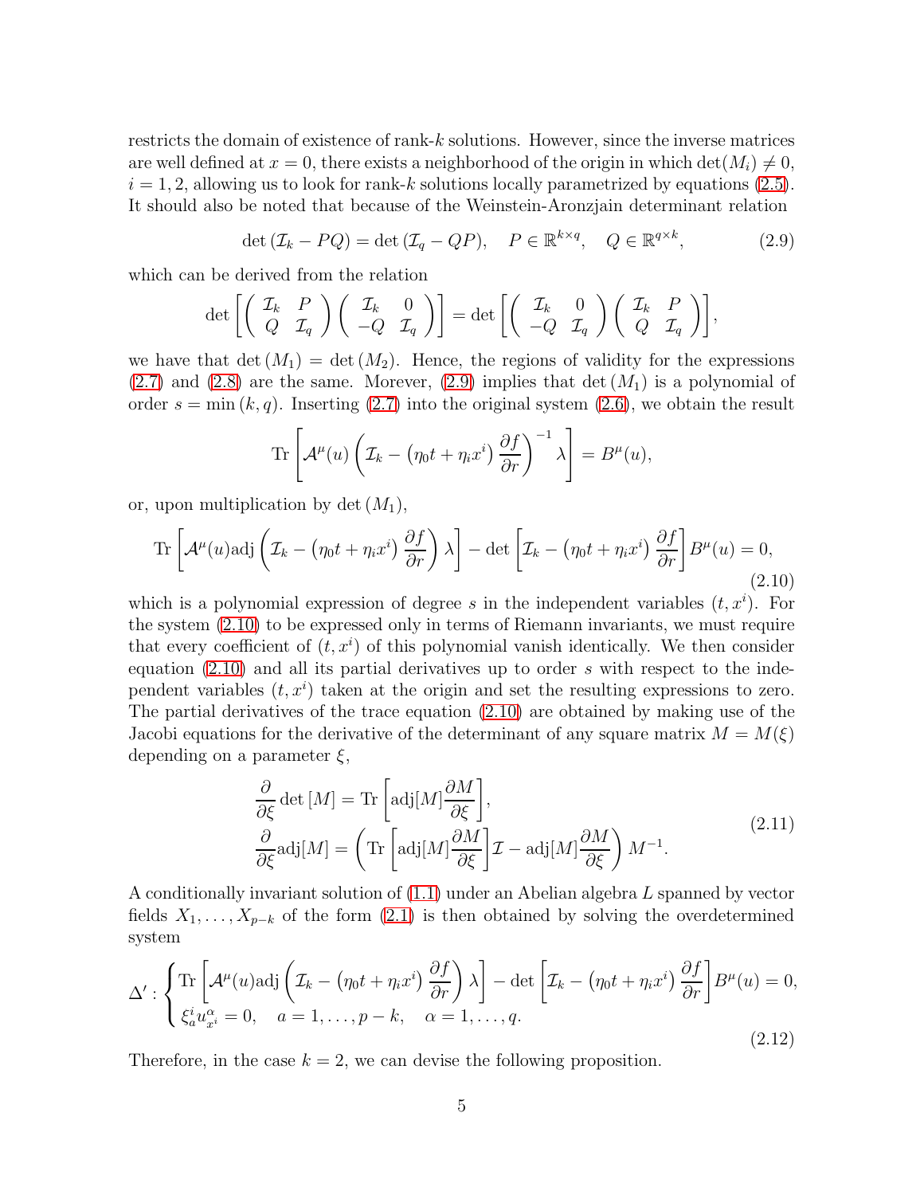restricts the domain of existence of rank-$k$ solutions. However, since the inverse matrices are well defined at $x = 0$, there exists a neighborhood of the origin in which $\det(M_i) \neq 0$, $i = 1, 2$, allowing us to look for rank-$k$ solutions locally parametrized by equations (2.5). It should also be noted that because of the Weinstein-Aronzjain determinant relation

$$\det(\mathcal{I}_k - PQ) = \det(\mathcal{I}_q - QP), \quad P \in \mathbb{R}^{k\times q}, \quad Q \in \mathbb{R}^{q\times k}, \tag{2.9}$$

which can be derived from the relation

$$\det\left[\begin{pmatrix} \mathcal{I}_k & P \\ Q & \mathcal{I}_q \end{pmatrix}\begin{pmatrix} \mathcal{I}_k & 0 \\ -Q & \mathcal{I}_q \end{pmatrix}\right] = \det\left[\begin{pmatrix} \mathcal{I}_k & 0 \\ -Q & \mathcal{I}_q \end{pmatrix}\begin{pmatrix} \mathcal{I}_k & P \\ Q & \mathcal{I}_q \end{pmatrix}\right],$$

we have that $\det(M_1) = \det(M_2)$. Hence, the regions of validity for the expressions (2.7) and (2.8) are the same. Morever, (2.9) implies that $\det(M_1)$ is a polynomial of order $s = \min(k, q)$. Inserting (2.7) into the original system (2.6), we obtain the result

$$\mathrm{Tr}\left[\mathcal{A}^\mu(u)\left(\mathcal{I}_k - \left(\eta_0 t + \eta_i x^i\right)\frac{\partial f}{\partial r}\right)^{-1}\lambda\right] = B^\mu(u),$$

or, upon multiplication by $\det(M_1)$,

$$\mathrm{Tr}\left[\mathcal{A}^\mu(u)\mathrm{adj}\left(\mathcal{I}_k - \left(\eta_0 t + \eta_i x^i\right)\frac{\partial f}{\partial r}\right)\lambda\right] - \det\left[\mathcal{I}_k - \left(\eta_0 t + \eta_i x^i\right)\frac{\partial f}{\partial r}\right]B^\mu(u) = 0, \tag{2.10}$$

which is a polynomial expression of degree $s$ in the independent variables $(t, x^i)$. For the system (2.10) to be expressed only in terms of Riemann invariants, we must require that every coefficient of $(t, x^i)$ of this polynomial vanish identically. We then consider equation (2.10) and all its partial derivatives up to order $s$ with respect to the independent variables $(t, x^i)$ taken at the origin and set the resulting expressions to zero. The partial derivatives of the trace equation (2.10) are obtained by making use of the Jacobi equations for the derivative of the determinant of any square matrix $M = M(\xi)$ depending on a parameter $\xi$,

$$\begin{aligned} \frac{\partial}{\partial \xi}\det[M] &= \mathrm{Tr}\left[\mathrm{adj}[M]\frac{\partial M}{\partial \xi}\right], \\ \frac{\partial}{\partial \xi}\mathrm{adj}[M] &= \left(\mathrm{Tr}\left[\mathrm{adj}[M]\frac{\partial M}{\partial \xi}\right]\mathcal{I} - \mathrm{adj}[M]\frac{\partial M}{\partial \xi}\right)M^{-1}. \end{aligned} \tag{2.11}$$

A conditionally invariant solution of (1.1) under an Abelian algebra $L$ spanned by vector fields $X_1, \ldots, X_{p-k}$ of the form (2.1) is then obtained by solving the overdetermined system

$$\Delta' : \begin{cases} \mathrm{Tr}\left[\mathcal{A}^\mu(u)\mathrm{adj}\left(\mathcal{I}_k - \left(\eta_0 t + \eta_i x^i\right)\frac{\partial f}{\partial r}\right)\lambda\right] - \det\left[\mathcal{I}_k - \left(\eta_0 t + \eta_i x^i\right)\frac{\partial f}{\partial r}\right]B^\mu(u) = 0, \\ \xi_a^i u_{x^i}^\alpha = 0, \quad a = 1, \ldots, p-k, \quad \alpha = 1, \ldots, q. \end{cases} \tag{2.12}$$

Therefore, in the case $k = 2$, we can devise the following proposition.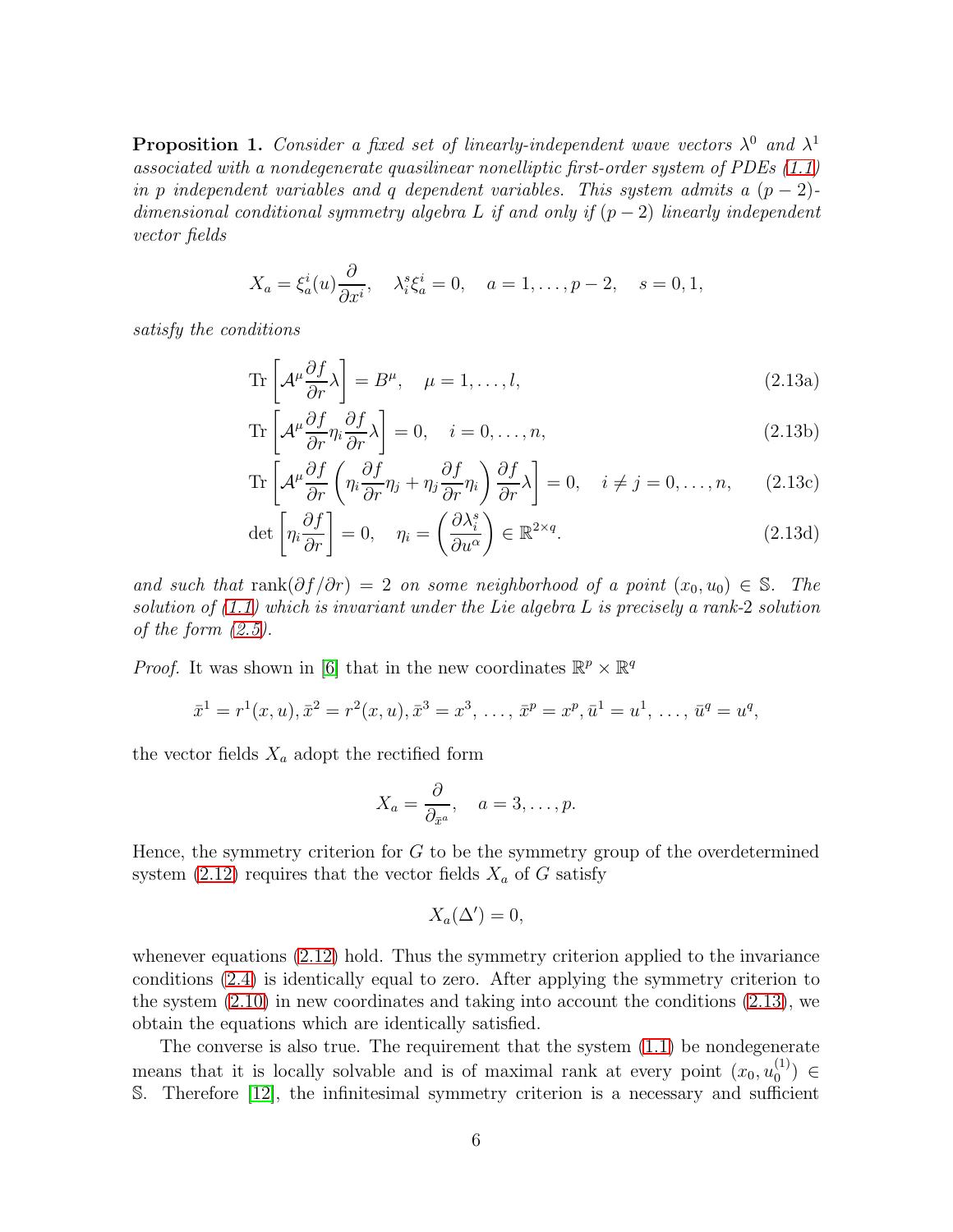**Proposition 1.** *Consider a fixed set of linearly-independent wave vectors $\lambda^0$ and $\lambda^1$ associated with a nondegenerate quasilinear nonelliptic first-order system of PDEs (1.1) in $p$ independent variables and $q$ dependent variables. This system admits a $(p-2)$-dimensional conditional symmetry algebra $L$ if and only if $(p-2)$ linearly independent vector fields*

$$X_a = \xi_a^i(u)\frac{\partial}{\partial x^i}, \quad \lambda_i^s \xi_a^i = 0, \quad a = 1, \ldots, p-2, \quad s = 0, 1,$$

*satisfy the conditions*

$$\operatorname{Tr}\left[\mathcal{A}^\mu \frac{\partial f}{\partial r}\lambda\right] = B^\mu, \quad \mu = 1, \ldots, l, \tag{2.13a}$$

$$\operatorname{Tr}\left[\mathcal{A}^\mu \frac{\partial f}{\partial r}\eta_i \frac{\partial f}{\partial r}\lambda\right] = 0, \quad i = 0, \ldots, n, \tag{2.13b}$$

$$\operatorname{Tr}\left[\mathcal{A}^\mu \frac{\partial f}{\partial r}\left(\eta_i \frac{\partial f}{\partial r}\eta_j + \eta_j \frac{\partial f}{\partial r}\eta_i\right)\frac{\partial f}{\partial r}\lambda\right] = 0, \quad i \neq j = 0, \ldots, n, \tag{2.13c}$$

$$\det\left[\eta_i \frac{\partial f}{\partial r}\right] = 0, \quad \eta_i = \left(\frac{\partial \lambda_i^s}{\partial u^\alpha}\right) \in \mathbb{R}^{2\times q}. \tag{2.13d}$$

*and such that* $\operatorname{rank}(\partial f/\partial r) = 2$ *on some neighborhood of a point* $(x_0, u_0) \in \mathbb{S}$. *The solution of (1.1) which is invariant under the Lie algebra $L$ is precisely a rank-2 solution of the form (2.5).*

*Proof.* It was shown in [6] that in the new coordinates $\mathbb{R}^p \times \mathbb{R}^q$

$$\bar{x}^1 = r^1(x,u), \bar{x}^2 = r^2(x,u), \bar{x}^3 = x^3, \ldots, \bar{x}^p = x^p, \bar{u}^1 = u^1, \ldots, \bar{u}^q = u^q,$$

the vector fields $X_a$ adopt the rectified form

$$X_a = \frac{\partial}{\partial_{\bar{x}^a}}, \quad a = 3, \ldots, p.$$

Hence, the symmetry criterion for $G$ to be the symmetry group of the overdetermined system (2.12) requires that the vector fields $X_a$ of $G$ satisfy

$$X_a(\Delta') = 0,$$

whenever equations (2.12) hold. Thus the symmetry criterion applied to the invariance conditions (2.4) is identically equal to zero. After applying the symmetry criterion to the system (2.10) in new coordinates and taking into account the conditions (2.13), we obtain the equations which are identically satisfied.

The converse is also true. The requirement that the system (1.1) be nondegenerate means that it is locally solvable and is of maximal rank at every point $(x_0, u_0^{(1)}) \in \mathbb{S}$. Therefore [12], the infinitesimal symmetry criterion is a necessary and sufficient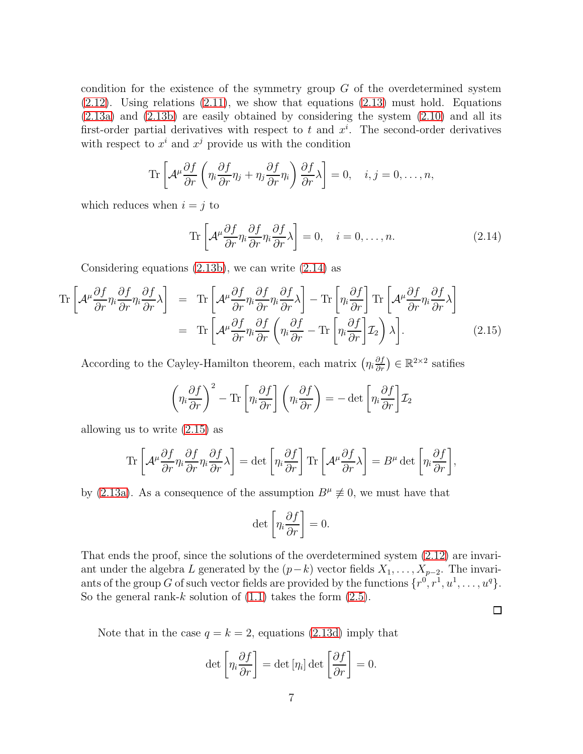condition for the existence of the symmetry group $G$ of the overdetermined system (2.12). Using relations (2.11), we show that equations (2.13) must hold. Equations (2.13a) and (2.13b) are easily obtained by considering the system (2.10) and all its first-order partial derivatives with respect to $t$ and $x^i$. The second-order derivatives with respect to $x^i$ and $x^j$ provide us with the condition

$$\mathrm{Tr}\left[\mathcal{A}^\mu \frac{\partial f}{\partial r}\left(\eta_i \frac{\partial f}{\partial r}\eta_j + \eta_j \frac{\partial f}{\partial r}\eta_i\right)\frac{\partial f}{\partial r}\lambda\right] = 0, \quad i,j = 0,\ldots,n,$$

which reduces when $i = j$ to

$$\mathrm{Tr}\left[\mathcal{A}^\mu \frac{\partial f}{\partial r}\eta_i \frac{\partial f}{\partial r}\eta_i \frac{\partial f}{\partial r}\lambda\right] = 0, \quad i = 0,\ldots,n. \tag{2.14}$$

Considering equations (2.13b), we can write (2.14) as

$$\begin{aligned}
\mathrm{Tr}\left[\mathcal{A}^\mu \frac{\partial f}{\partial r}\eta_i \frac{\partial f}{\partial r}\eta_i \frac{\partial f}{\partial r}\lambda\right] &= \mathrm{Tr}\left[\mathcal{A}^\mu \frac{\partial f}{\partial r}\eta_i \frac{\partial f}{\partial r}\eta_i \frac{\partial f}{\partial r}\lambda\right] - \mathrm{Tr}\left[\eta_i \frac{\partial f}{\partial r}\right]\mathrm{Tr}\left[\mathcal{A}^\mu \frac{\partial f}{\partial r}\eta_i \frac{\partial f}{\partial r}\lambda\right] \\
&= \mathrm{Tr}\left[\mathcal{A}^\mu \frac{\partial f}{\partial r}\eta_i \frac{\partial f}{\partial r}\left(\eta_i \frac{\partial f}{\partial r} - \mathrm{Tr}\left[\eta_i \frac{\partial f}{\partial r}\right]\mathcal{I}_2\right)\lambda\right]. \qquad (2.15)
\end{aligned}$$

According to the Cayley-Hamilton theorem, each matrix $\left(\eta_i \frac{\partial f}{\partial r}\right) \in \mathbb{R}^{2\times 2}$ satifies

$$\left(\eta_i \frac{\partial f}{\partial r}\right)^2 - \mathrm{Tr}\left[\eta_i \frac{\partial f}{\partial r}\right]\left(\eta_i \frac{\partial f}{\partial r}\right) = -\det\left[\eta_i \frac{\partial f}{\partial r}\right]\mathcal{I}_2$$

allowing us to write (2.15) as

$$\mathrm{Tr}\left[\mathcal{A}^\mu \frac{\partial f}{\partial r}\eta_i \frac{\partial f}{\partial r}\eta_i \frac{\partial f}{\partial r}\lambda\right] = \det\left[\eta_i \frac{\partial f}{\partial r}\right]\mathrm{Tr}\left[\mathcal{A}^\mu \frac{\partial f}{\partial r}\lambda\right] = B^\mu \det\left[\eta_i \frac{\partial f}{\partial r}\right],$$

by (2.13a). As a consequence of the assumption $B^\mu \not\equiv 0$, we must have that

$$\det\left[\eta_i \frac{\partial f}{\partial r}\right] = 0.$$

That ends the proof, since the solutions of the overdetermined system (2.12) are invariant under the algebra $L$ generated by the $(p-k)$ vector fields $X_1,\ldots,X_{p-2}$. The invariants of the group $G$ of such vector fields are provided by the functions $\{r^0, r^1, u^1, \ldots, u^q\}$. So the general rank-$k$ solution of (1.1) takes the form (2.5).

□

Note that in the case $q = k = 2$, equations (2.13d) imply that

$$\det\left[\eta_i \frac{\partial f}{\partial r}\right] = \det\left[\eta_i\right]\det\left[\frac{\partial f}{\partial r}\right] = 0.$$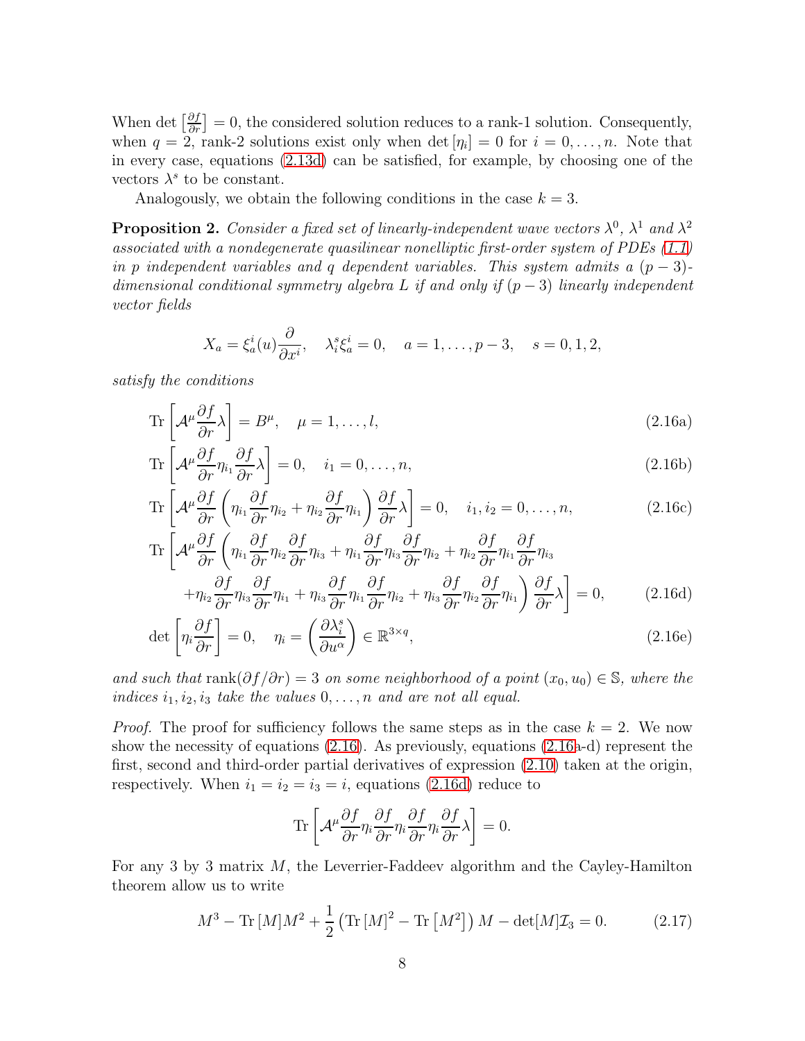When $\det\left[\frac{\partial f}{\partial r}\right]=0$, the considered solution reduces to a rank-1 solution. Consequently, when $q=2$, rank-2 solutions exist only when $\det[\eta_i]=0$ for $i=0,\ldots,n$. Note that in every case, equations (2.13d) can be satisfied, for example, by choosing one of the vectors $\lambda^s$ to be constant.

Analogously, we obtain the following conditions in the case $k=3$.

**Proposition 2.** *Consider a fixed set of linearly-independent wave vectors $\lambda^0$, $\lambda^1$ and $\lambda^2$ associated with a nondegenerate quasilinear nonelliptic first-order system of PDEs (1.1) in $p$ independent variables and $q$ dependent variables. This system admits a $(p-3)$-dimensional conditional symmetry algebra $L$ if and only if $(p-3)$ linearly independent vector fields*

$$X_a=\xi_a^i(u)\frac{\partial}{\partial x^i},\quad \lambda_i^s\xi_a^i=0,\quad a=1,\ldots,p-3,\quad s=0,1,2,$$

*satisfy the conditions*

$$\mathrm{Tr}\left[\mathcal{A}^\mu\frac{\partial f}{\partial r}\lambda\right]=B^\mu,\quad \mu=1,\ldots,l, \tag{2.16a}$$

$$\mathrm{Tr}\left[\mathcal{A}^\mu\frac{\partial f}{\partial r}\eta_{i_1}\frac{\partial f}{\partial r}\lambda\right]=0,\quad i_1=0,\ldots,n, \tag{2.16b}$$

$$\mathrm{Tr}\left[\mathcal{A}^\mu\frac{\partial f}{\partial r}\left(\eta_{i_1}\frac{\partial f}{\partial r}\eta_{i_2}+\eta_{i_2}\frac{\partial f}{\partial r}\eta_{i_1}\right)\frac{\partial f}{\partial r}\lambda\right]=0,\quad i_1,i_2=0,\ldots,n, \tag{2.16c}$$

$$\begin{aligned}\mathrm{Tr}\Bigg[\mathcal{A}^\mu\frac{\partial f}{\partial r}\Bigg(&\eta_{i_1}\frac{\partial f}{\partial r}\eta_{i_2}\frac{\partial f}{\partial r}\eta_{i_3}+\eta_{i_1}\frac{\partial f}{\partial r}\eta_{i_3}\frac{\partial f}{\partial r}\eta_{i_2}+\eta_{i_2}\frac{\partial f}{\partial r}\eta_{i_1}\frac{\partial f}{\partial r}\eta_{i_3}\\&+\eta_{i_2}\frac{\partial f}{\partial r}\eta_{i_3}\frac{\partial f}{\partial r}\eta_{i_1}+\eta_{i_3}\frac{\partial f}{\partial r}\eta_{i_1}\frac{\partial f}{\partial r}\eta_{i_2}+\eta_{i_3}\frac{\partial f}{\partial r}\eta_{i_2}\frac{\partial f}{\partial r}\eta_{i_1}\Bigg)\frac{\partial f}{\partial r}\lambda\Bigg]=0,\end{aligned} \tag{2.16d}$$

$$\det\left[\eta_i\frac{\partial f}{\partial r}\right]=0,\quad \eta_i=\left(\frac{\partial\lambda_i^s}{\partial u^\alpha}\right)\in\mathbb{R}^{3\times q}, \tag{2.16e}$$

*and such that $\mathrm{rank}(\partial f/\partial r)=3$ on some neighborhood of a point $(x_0,u_0)\in\mathbb{S}$, where the indices $i_1,i_2,i_3$ take the values $0,\ldots,n$ and are not all equal.*

*Proof.* The proof for sufficiency follows the same steps as in the case $k=2$. We now show the necessity of equations (2.16). As previously, equations (2.16a-d) represent the first, second and third-order partial derivatives of expression (2.10) taken at the origin, respectively. When $i_1=i_2=i_3=i$, equations (2.16d) reduce to

$$\mathrm{Tr}\left[\mathcal{A}^\mu\frac{\partial f}{\partial r}\eta_i\frac{\partial f}{\partial r}\eta_i\frac{\partial f}{\partial r}\eta_i\frac{\partial f}{\partial r}\lambda\right]=0.$$

For any 3 by 3 matrix $M$, the Leverrier-Faddeev algorithm and the Cayley-Hamilton theorem allow us to write

$$M^3-\mathrm{Tr}\,[M]M^2+\frac{1}{2}\left(\mathrm{Tr}\,[M]^2-\mathrm{Tr}\left[M^2\right]\right)M-\det[M]\mathcal{I}_3=0. \tag{2.17}$$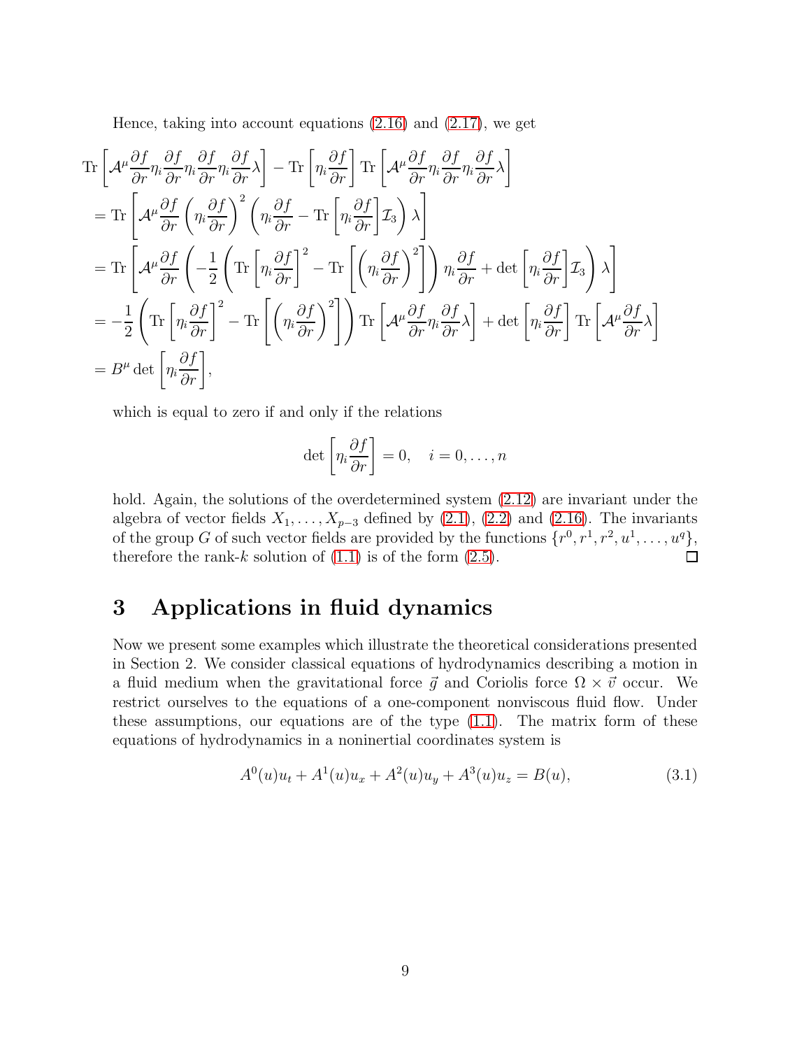Hence, taking into account equations (2.16) and (2.17), we get

$$
\begin{aligned}
&\operatorname{Tr}\left[\mathcal{A}^{\mu}\frac{\partial f}{\partial r}\eta_i\frac{\partial f}{\partial r}\eta_i\frac{\partial f}{\partial r}\eta_i\frac{\partial f}{\partial r}\lambda\right]-\operatorname{Tr}\left[\eta_i\frac{\partial f}{\partial r}\right]\operatorname{Tr}\left[\mathcal{A}^{\mu}\frac{\partial f}{\partial r}\eta_i\frac{\partial f}{\partial r}\eta_i\frac{\partial f}{\partial r}\lambda\right]\\
&=\operatorname{Tr}\left[\mathcal{A}^{\mu}\frac{\partial f}{\partial r}\left(\eta_i\frac{\partial f}{\partial r}\right)^2\left(\eta_i\frac{\partial f}{\partial r}-\operatorname{Tr}\left[\eta_i\frac{\partial f}{\partial r}\right]\mathcal{I}_3\right)\lambda\right]\\
&=\operatorname{Tr}\left[\mathcal{A}^{\mu}\frac{\partial f}{\partial r}\left(-\frac{1}{2}\left(\operatorname{Tr}\left[\eta_i\frac{\partial f}{\partial r}\right]^2-\operatorname{Tr}\left[\left(\eta_i\frac{\partial f}{\partial r}\right)^2\right]\right)\eta_i\frac{\partial f}{\partial r}+\det\left[\eta_i\frac{\partial f}{\partial r}\right]\mathcal{I}_3\right)\lambda\right]\\
&=-\frac{1}{2}\left(\operatorname{Tr}\left[\eta_i\frac{\partial f}{\partial r}\right]^2-\operatorname{Tr}\left[\left(\eta_i\frac{\partial f}{\partial r}\right)^2\right]\right)\operatorname{Tr}\left[\mathcal{A}^{\mu}\frac{\partial f}{\partial r}\eta_i\frac{\partial f}{\partial r}\lambda\right]+\det\left[\eta_i\frac{\partial f}{\partial r}\right]\operatorname{Tr}\left[\mathcal{A}^{\mu}\frac{\partial f}{\partial r}\lambda\right]\\
&=B^{\mu}\det\left[\eta_i\frac{\partial f}{\partial r}\right],
\end{aligned}
$$

which is equal to zero if and only if the relations

$$
\det\left[\eta_i\frac{\partial f}{\partial r}\right]=0,\quad i=0,\ldots,n
$$

hold. Again, the solutions of the overdetermined system (2.12) are invariant under the algebra of vector fields $X_1,\ldots,X_{p-3}$ defined by (2.1), (2.2) and (2.16). The invariants of the group $G$ of such vector fields are provided by the functions $\{r^0,r^1,r^2,u^1,\ldots,u^q\}$, therefore the rank-$k$ solution of (1.1) is of the form (2.5). □

# 3 Applications in fluid dynamics

Now we present some examples which illustrate the theoretical considerations presented in Section 2. We consider classical equations of hydrodynamics describing a motion in a fluid medium when the gravitational force $\vec{g}$ and Coriolis force $\Omega\times\vec{v}$ occur. We restrict ourselves to the equations of a one-component nonviscous fluid flow. Under these assumptions, our equations are of the type (1.1). The matrix form of these equations of hydrodynamics in a noninertial coordinates system is

$$
A^0(u)u_t+A^1(u)u_x+A^2(u)u_y+A^3(u)u_z=B(u), \tag{3.1}
$$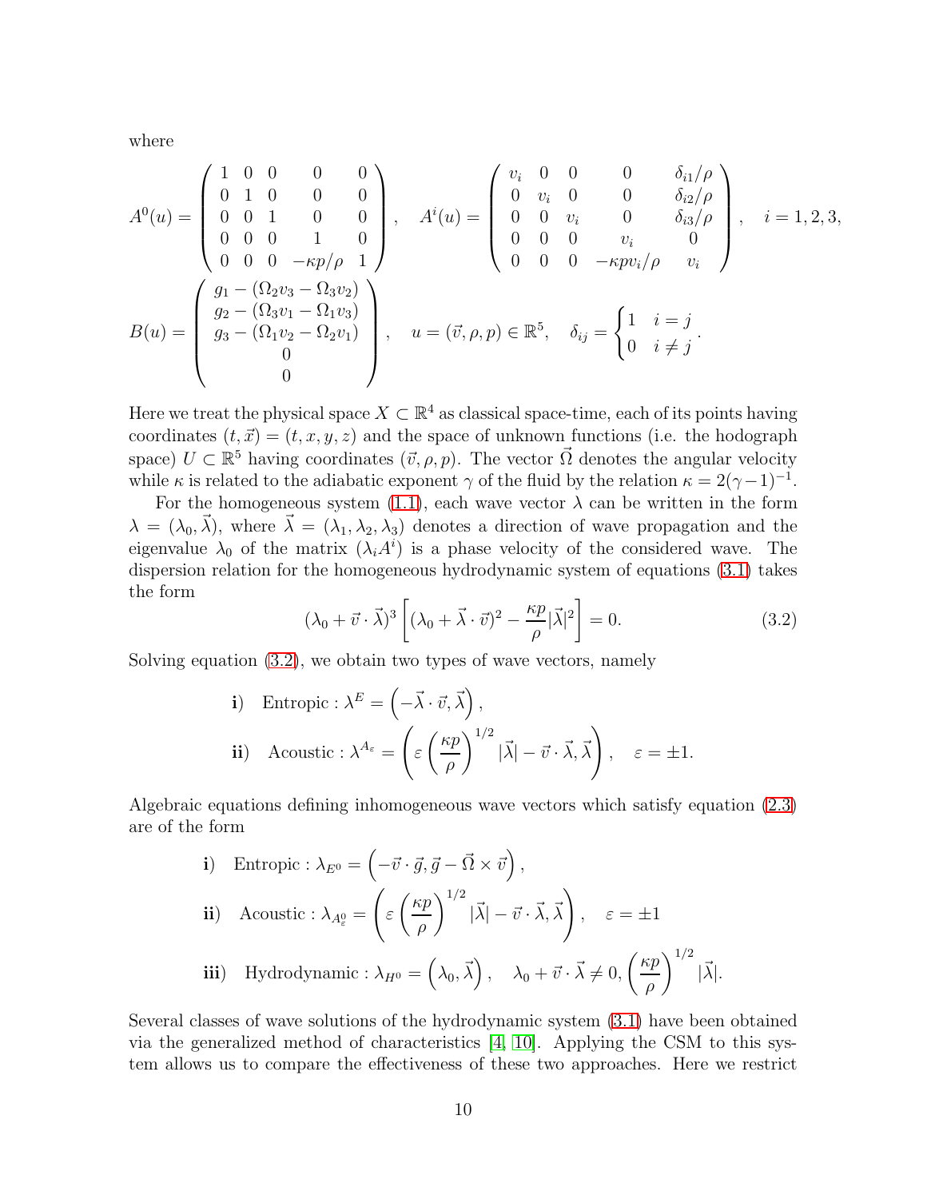where

$$
A^0(u) = \begin{pmatrix} 1 & 0 & 0 & 0 & 0 \\ 0 & 1 & 0 & 0 & 0 \\ 0 & 0 & 1 & 0 & 0 \\ 0 & 0 & 0 & 1 & 0 \\ 0 & 0 & 0 & -\kappa p/\rho & 1 \end{pmatrix}, \quad A^i(u) = \begin{pmatrix} v_i & 0 & 0 & 0 & \delta_{i1}/\rho \\ 0 & v_i & 0 & 0 & \delta_{i2}/\rho \\ 0 & 0 & v_i & 0 & \delta_{i3}/\rho \\ 0 & 0 & 0 & v_i & 0 \\ 0 & 0 & 0 & -\kappa p v_i/\rho & v_i \end{pmatrix}, \quad i = 1, 2, 3,
$$

$$
B(u) = \begin{pmatrix} g_1 - (\Omega_2 v_3 - \Omega_3 v_2) \\ g_2 - (\Omega_3 v_1 - \Omega_1 v_3) \\ g_3 - (\Omega_1 v_2 - \Omega_2 v_1) \\ 0 \\ 0 \end{pmatrix}, \quad u = (\vec{v}, \rho, p) \in \mathbb{R}^5, \quad \delta_{ij} = \begin{cases} 1 & i = j \\ 0 & i \neq j \end{cases}.
$$

Here we treat the physical space $X \subset \mathbb{R}^4$ as classical space-time, each of its points having coordinates $(t, \vec{x}) = (t, x, y, z)$ and the space of unknown functions (i.e. the hodograph space) $U \subset \mathbb{R}^5$ having coordinates $(\vec{v}, \rho, p)$. The vector $\vec{\Omega}$ denotes the angular velocity while $\kappa$ is related to the adiabatic exponent $\gamma$ of the fluid by the relation $\kappa = 2(\gamma - 1)^{-1}$.

For the homogeneous system (1.1), each wave vector $\lambda$ can be written in the form $\lambda = (\lambda_0, \vec{\lambda})$, where $\vec{\lambda} = (\lambda_1, \lambda_2, \lambda_3)$ denotes a direction of wave propagation and the eigenvalue $\lambda_0$ of the matrix $(\lambda_i A^i)$ is a phase velocity of the considered wave. The dispersion relation for the homogeneous hydrodynamic system of equations (3.1) takes the form

$$
(\lambda_0 + \vec{v} \cdot \vec{\lambda})^3 \left[ (\lambda_0 + \vec{\lambda} \cdot \vec{v})^2 - \frac{\kappa p}{\rho} |\vec{\lambda}|^2 \right] = 0. \tag{3.2}
$$

Solving equation (3.2), we obtain two types of wave vectors, namely

$$
\textbf{i)} \quad \text{Entropic} : \lambda^E = \left( -\vec{\lambda} \cdot \vec{v}, \vec{\lambda} \right),
$$

$$
\textbf{ii)} \quad \text{Acoustic} : \lambda^{A_\varepsilon} = \left( \varepsilon \left( \frac{\kappa p}{\rho} \right)^{1/2} |\vec{\lambda}| - \vec{v} \cdot \vec{\lambda}, \vec{\lambda} \right), \quad \varepsilon = \pm 1.
$$

Algebraic equations defining inhomogeneous wave vectors which satisfy equation (2.3) are of the form

$$
\textbf{i)} \quad \text{Entropic} : \lambda_{E^0} = \left( -\vec{v} \cdot \vec{g}, \vec{g} - \vec{\Omega} \times \vec{v} \right),
$$

$$
\textbf{ii)} \quad \text{Acoustic} : \lambda_{A^0_\varepsilon} = \left( \varepsilon \left( \frac{\kappa p}{\rho} \right)^{1/2} |\vec{\lambda}| - \vec{v} \cdot \vec{\lambda}, \vec{\lambda} \right), \quad \varepsilon = \pm 1
$$

$$
\textbf{iii)} \quad \text{Hydrodynamic} : \lambda_{H^0} = \left( \lambda_0, \vec{\lambda} \right), \quad \lambda_0 + \vec{v} \cdot \vec{\lambda} \neq 0, \left( \frac{\kappa p}{\rho} \right)^{1/2} |\vec{\lambda}|.
$$

Several classes of wave solutions of the hydrodynamic system (3.1) have been obtained via the generalized method of characteristics [4, 10]. Applying the CSM to this system allows us to compare the effectiveness of these two approaches. Here we restrict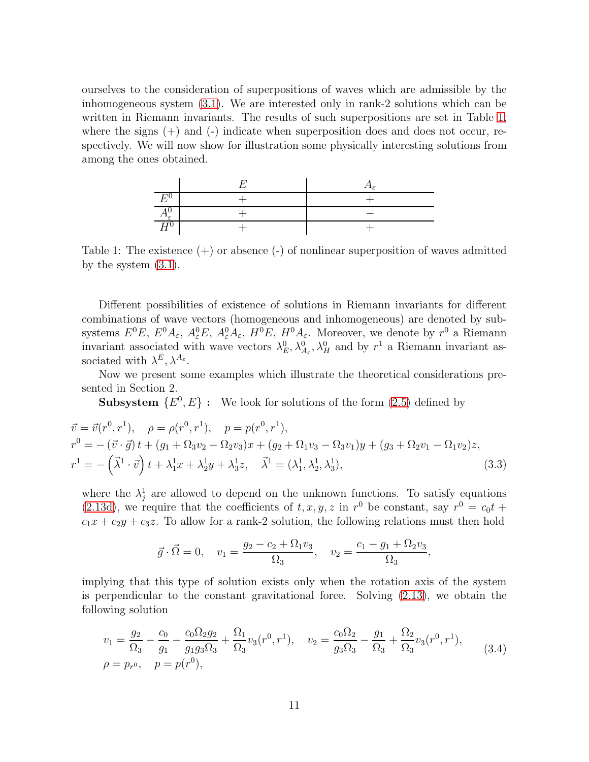ourselves to the consideration of superpositions of waves which are admissible by the inhomogeneous system (3.1). We are interested only in rank-2 solutions which can be written in Riemann invariants. The results of such superpositions are set in Table 1, where the signs (+) and (-) indicate when superposition does and does not occur, respectively. We will now show for illustration some physically interesting solutions from among the ones obtained.

| | $E$ | $A_\varepsilon$ |
|---|---|---|
| $E^0$ | $+$ | $+$ |
| $A^0_\varepsilon$ | $+$ | $-$ |
| $H^0$ | $+$ | $+$ |

Table 1: The existence (+) or absence (-) of nonlinear superposition of waves admitted by the system (3.1).

Different possibilities of existence of solutions in Riemann invariants for different combinations of wave vectors (homogeneous and inhomogeneous) are denoted by subsystems $E^0E$, $E^0A_\varepsilon$, $A^0_\varepsilon E$, $A^0_\varepsilon A_\varepsilon$, $H^0E$, $H^0A_\varepsilon$. Moreover, we denote by $r^0$ a Riemann invariant associated with wave vectors $\lambda^0_E, \lambda^0_{A_\varepsilon}, \lambda^0_H$ and by $r^1$ a Riemann invariant associated with $\lambda^E, \lambda^{A_\varepsilon}$.

Now we present some examples which illustrate the theoretical considerations presented in Section 2.

**Subsystem $\{E^0, E\}$ :** We look for solutions of the form (2.5) defined by

$$
\begin{aligned}
&\vec{v} = \vec{v}(r^0, r^1), \quad \rho = \rho(r^0, r^1), \quad p = p(r^0, r^1),\\
&r^0 = -(\vec{v}\cdot\vec{g})\,t + (g_1 + \Omega_3 v_2 - \Omega_2 v_3)x + (g_2 + \Omega_1 v_3 - \Omega_3 v_1)y + (g_3 + \Omega_2 v_1 - \Omega_1 v_2)z,\\
&r^1 = -\left(\vec{\lambda}^1\cdot\vec{v}\right)t + \lambda^1_1 x + \lambda^1_2 y + \lambda^1_3 z, \quad \vec{\lambda}^1 = (\lambda^1_1, \lambda^1_2, \lambda^1_3),
\end{aligned}
\tag{3.3}
$$

where the $\lambda^1_j$ are allowed to depend on the unknown functions. To satisfy equations (2.13d), we require that the coefficients of $t, x, y, z$ in $r^0$ be constant, say $r^0 = c_0 t + c_1 x + c_2 y + c_3 z$. To allow for a rank-2 solution, the following relations must then hold

$$
\vec{g}\cdot\vec{\Omega} = 0, \quad v_1 = \frac{g_2 - c_2 + \Omega_1 v_3}{\Omega_3}, \quad v_2 = \frac{c_1 - g_1 + \Omega_2 v_3}{\Omega_3},
$$

implying that this type of solution exists only when the rotation axis of the system is perpendicular to the constant gravitational force. Solving (2.13), we obtain the following solution

$$
\begin{aligned}
&v_1 = \frac{g_2}{\Omega_3} - \frac{c_0}{g_1} - \frac{c_0\Omega_2 g_2}{g_1 g_3 \Omega_3} + \frac{\Omega_1}{\Omega_3} v_3(r^0, r^1), \quad v_2 = \frac{c_0 \Omega_2}{g_3 \Omega_3} - \frac{g_1}{\Omega_3} + \frac{\Omega_2}{\Omega_3} v_3(r^0, r^1),\\
&\rho = p_{r^0}, \quad p = p(r^0),
\end{aligned}
\tag{3.4}
$$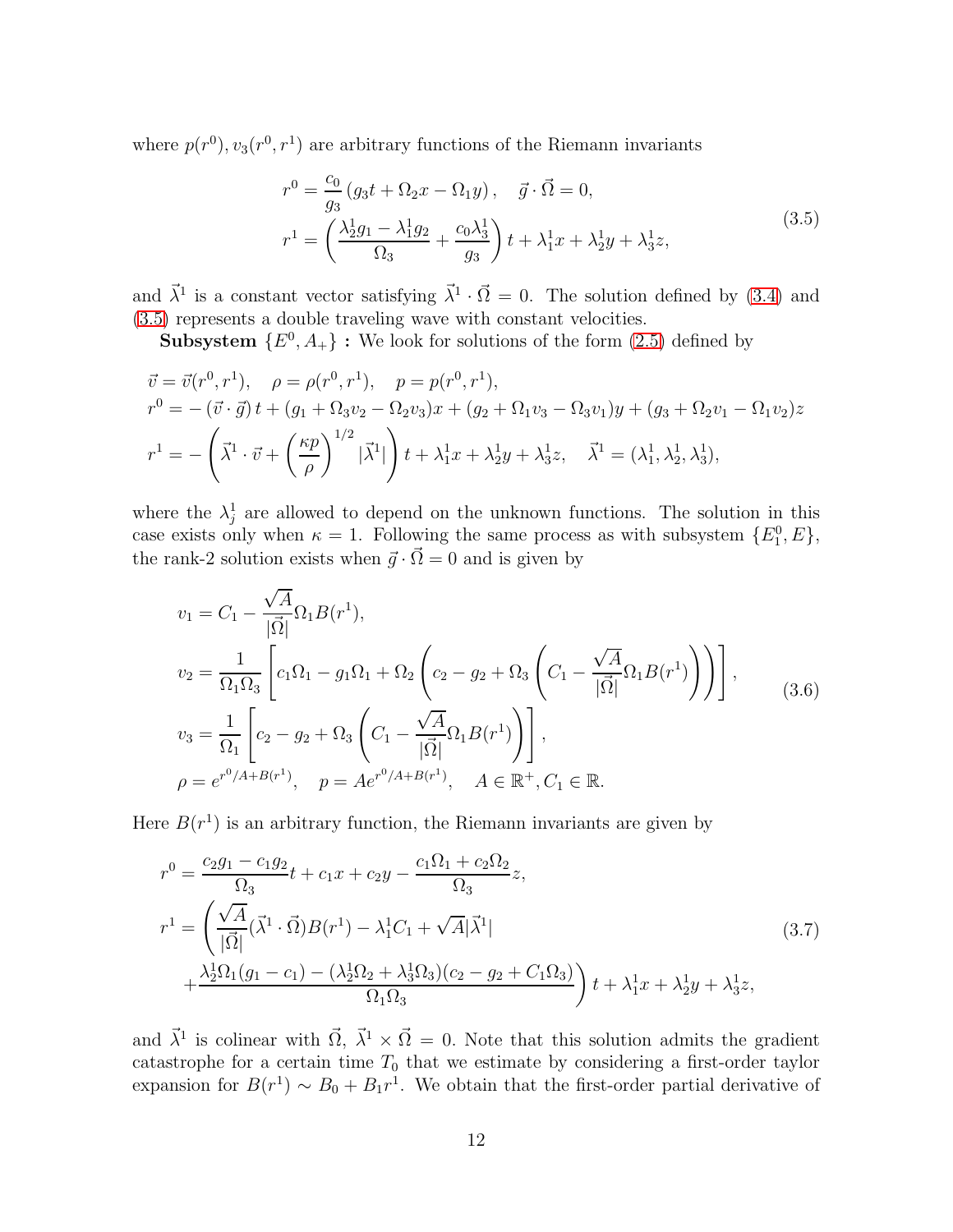where $p(r^0), v_3(r^0, r^1)$ are arbitrary functions of the Riemann invariants

$$
\begin{aligned}
r^0 &= \frac{c_0}{g_3}\left(g_3 t + \Omega_2 x - \Omega_1 y\right), \quad \vec{g}\cdot\vec{\Omega} = 0, \\
r^1 &= \left(\frac{\lambda_2^1 g_1 - \lambda_1^1 g_2}{\Omega_3} + \frac{c_0 \lambda_3^1}{g_3}\right) t + \lambda_1^1 x + \lambda_2^1 y + \lambda_3^1 z,
\end{aligned}
\tag{3.5}
$$

and $\vec{\lambda}^1$ is a constant vector satisfying $\vec{\lambda}^1 \cdot \vec{\Omega} = 0$. The solution defined by (3.4) and (3.5) represents a double traveling wave with constant velocities.

**Subsystem $\{E^0, A_+\}$ :** We look for solutions of the form (2.5) defined by

$$
\begin{aligned}
&\vec{v} = \vec{v}(r^0, r^1), \quad \rho = \rho(r^0, r^1), \quad p = p(r^0, r^1), \\
&r^0 = -\left(\vec{v}\cdot\vec{g}\right)t + (g_1 + \Omega_3 v_2 - \Omega_2 v_3)x + (g_2 + \Omega_1 v_3 - \Omega_3 v_1)y + (g_3 + \Omega_2 v_1 - \Omega_1 v_2)z \\
&r^1 = -\left(\vec{\lambda}^1 \cdot \vec{v} + \left(\frac{\kappa p}{\rho}\right)^{1/2} |\vec{\lambda}^1|\right) t + \lambda_1^1 x + \lambda_2^1 y + \lambda_3^1 z, \quad \vec{\lambda}^1 = (\lambda_1^1, \lambda_2^1, \lambda_3^1),
\end{aligned}
$$

where the $\lambda_j^1$ are allowed to depend on the unknown functions. The solution in this case exists only when $\kappa = 1$. Following the same process as with subsystem $\{E_1^0, E\}$, the rank-2 solution exists when $\vec{g}\cdot\vec{\Omega} = 0$ and is given by

$$
\begin{aligned}
v_1 &= C_1 - \frac{\sqrt{A}}{|\vec{\Omega}|}\Omega_1 B(r^1), \\
v_2 &= \frac{1}{\Omega_1 \Omega_3}\left[c_1 \Omega_1 - g_1 \Omega_1 + \Omega_2\left(c_2 - g_2 + \Omega_3\left(C_1 - \frac{\sqrt{A}}{|\vec{\Omega}|}\Omega_1 B(r^1)\right)\right)\right], \\
v_3 &= \frac{1}{\Omega_1}\left[c_2 - g_2 + \Omega_3\left(C_1 - \frac{\sqrt{A}}{|\vec{\Omega}|}\Omega_1 B(r^1)\right)\right], \\
\rho &= e^{r^0/A + B(r^1)}, \quad p = A e^{r^0/A + B(r^1)}, \quad A \in \mathbb{R}^+, C_1 \in \mathbb{R}.
\end{aligned}
\tag{3.6}
$$

Here $B(r^1)$ is an arbitrary function, the Riemann invariants are given by

$$
\begin{aligned}
r^0 &= \frac{c_2 g_1 - c_1 g_2}{\Omega_3} t + c_1 x + c_2 y - \frac{c_1 \Omega_1 + c_2 \Omega_2}{\Omega_3} z, \\
r^1 &= \left(\frac{\sqrt{A}}{|\vec{\Omega}|}(\vec{\lambda}^1 \cdot \vec{\Omega}) B(r^1) - \lambda_1^1 C_1 + \sqrt{A}|\vec{\lambda}^1|\right. \\
&\quad \left. + \frac{\lambda_2^1 \Omega_1 (g_1 - c_1) - (\lambda_2^1 \Omega_2 + \lambda_3^1 \Omega_3)(c_2 - g_2 + C_1 \Omega_3)}{\Omega_1 \Omega_3}\right) t + \lambda_1^1 x + \lambda_2^1 y + \lambda_3^1 z,
\end{aligned}
\tag{3.7}
$$

and $\vec{\lambda}^1$ is colinear with $\vec{\Omega}$, $\vec{\lambda}^1 \times \vec{\Omega} = 0$. Note that this solution admits the gradient catastrophe for a certain time $T_0$ that we estimate by considering a first-order taylor expansion for $B(r^1) \sim B_0 + B_1 r^1$. We obtain that the first-order partial derivative of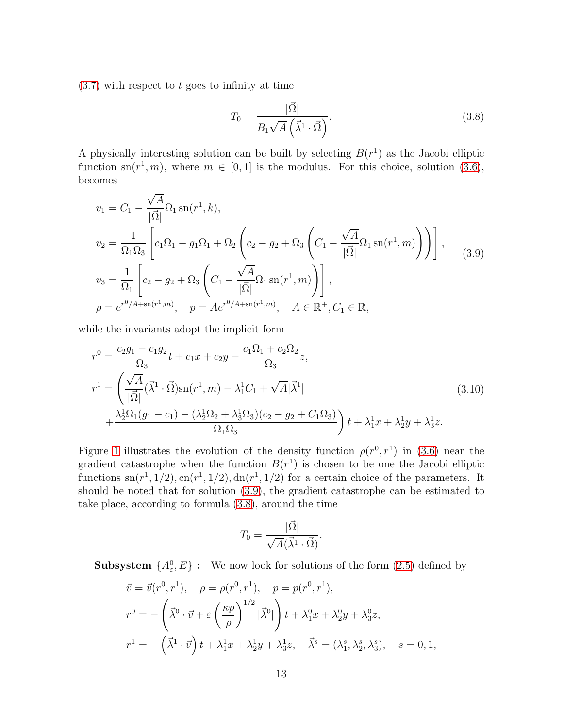(3.7) with respect to $t$ goes to infinity at time

$$T_0 = \frac{|\vec{\Omega}|}{B_1\sqrt{A}\left(\vec{\lambda}^1\cdot\vec{\Omega}\right)}. \tag{3.8}$$

A physically interesting solution can be built by selecting $B(r^1)$ as the Jacobi elliptic function $\mathrm{sn}(r^1,m)$, where $m\in[0,1]$ is the modulus. For this choice, solution (3.6), becomes

$$\begin{aligned}
v_1 &= C_1 - \frac{\sqrt{A}}{|\vec{\Omega}|}\Omega_1\,\mathrm{sn}(r^1,k),\\
v_2 &= \frac{1}{\Omega_1\Omega_3}\left[c_1\Omega_1 - g_1\Omega_1 + \Omega_2\left(c_2 - g_2 + \Omega_3\left(C_1 - \frac{\sqrt{A}}{|\vec{\Omega}|}\Omega_1\,\mathrm{sn}(r^1,m)\right)\right)\right],\\
v_3 &= \frac{1}{\Omega_1}\left[c_2 - g_2 + \Omega_3\left(C_1 - \frac{\sqrt{A}}{|\vec{\Omega}|}\Omega_1\,\mathrm{sn}(r^1,m)\right)\right],\\
\rho &= e^{r^0/A + \mathrm{sn}(r^1,m)},\quad p = Ae^{r^0/A+\mathrm{sn}(r^1,m)},\quad A\in\mathbb{R}^+, C_1\in\mathbb{R},
\end{aligned} \tag{3.9}$$

while the invariants adopt the implicit form

$$\begin{aligned}
r^0 &= \frac{c_2g_1 - c_1g_2}{\Omega_3}t + c_1x + c_2y - \frac{c_1\Omega_1 + c_2\Omega_2}{\Omega_3}z,\\
r^1 &= \left(\frac{\sqrt{A}}{|\vec{\Omega}|}(\vec{\lambda}^1\cdot\vec{\Omega})\mathrm{sn}(r^1,m) - \lambda_1^1C_1 + \sqrt{A}|\vec{\lambda}^1|\right.\\
&\quad\left. + \frac{\lambda_2^1\Omega_1(g_1 - c_1) - (\lambda_2^1\Omega_2 + \lambda_3^1\Omega_3)(c_2 - g_2 + C_1\Omega_3)}{\Omega_1\Omega_3}\right)t + \lambda_1^1x + \lambda_2^1y + \lambda_3^1z.
\end{aligned} \tag{3.10}$$

Figure 1 illustrates the evolution of the density function $\rho(r^0,r^1)$ in (3.6) near the gradient catastrophe when the function $B(r^1)$ is chosen to be one the Jacobi elliptic functions $\mathrm{sn}(r^1,1/2), \mathrm{cn}(r^1,1/2), \mathrm{dn}(r^1,1/2)$ for a certain choice of the parameters. It should be noted that for solution (3.9), the gradient catastrophe can be estimated to take place, according to formula (3.8), around the time

$$T_0 = \frac{|\vec{\Omega}|}{\sqrt{A}(\vec{\lambda}^1\cdot\vec{\Omega})}.$$

**Subsystem $\{A_\varepsilon^0, E\}$ :** We now look for solutions of the form (2.5) defined by

$$\begin{aligned}
&\vec{v} = \vec{v}(r^0,r^1),\quad \rho = \rho(r^0,r^1),\quad p = p(r^0,r^1),\\
&r^0 = -\left(\vec{\lambda}^0\cdot\vec{v} + \varepsilon\left(\frac{\kappa p}{\rho}\right)^{1/2}|\vec{\lambda}^0|\right)t + \lambda_1^0x + \lambda_2^0y + \lambda_3^0z,\\
&r^1 = -\left(\vec{\lambda}^1\cdot\vec{v}\right)t + \lambda_1^1x + \lambda_2^1y + \lambda_3^1z,\quad \vec{\lambda}^s = (\lambda_1^s,\lambda_2^s,\lambda_3^s),\quad s = 0,1,
\end{aligned}$$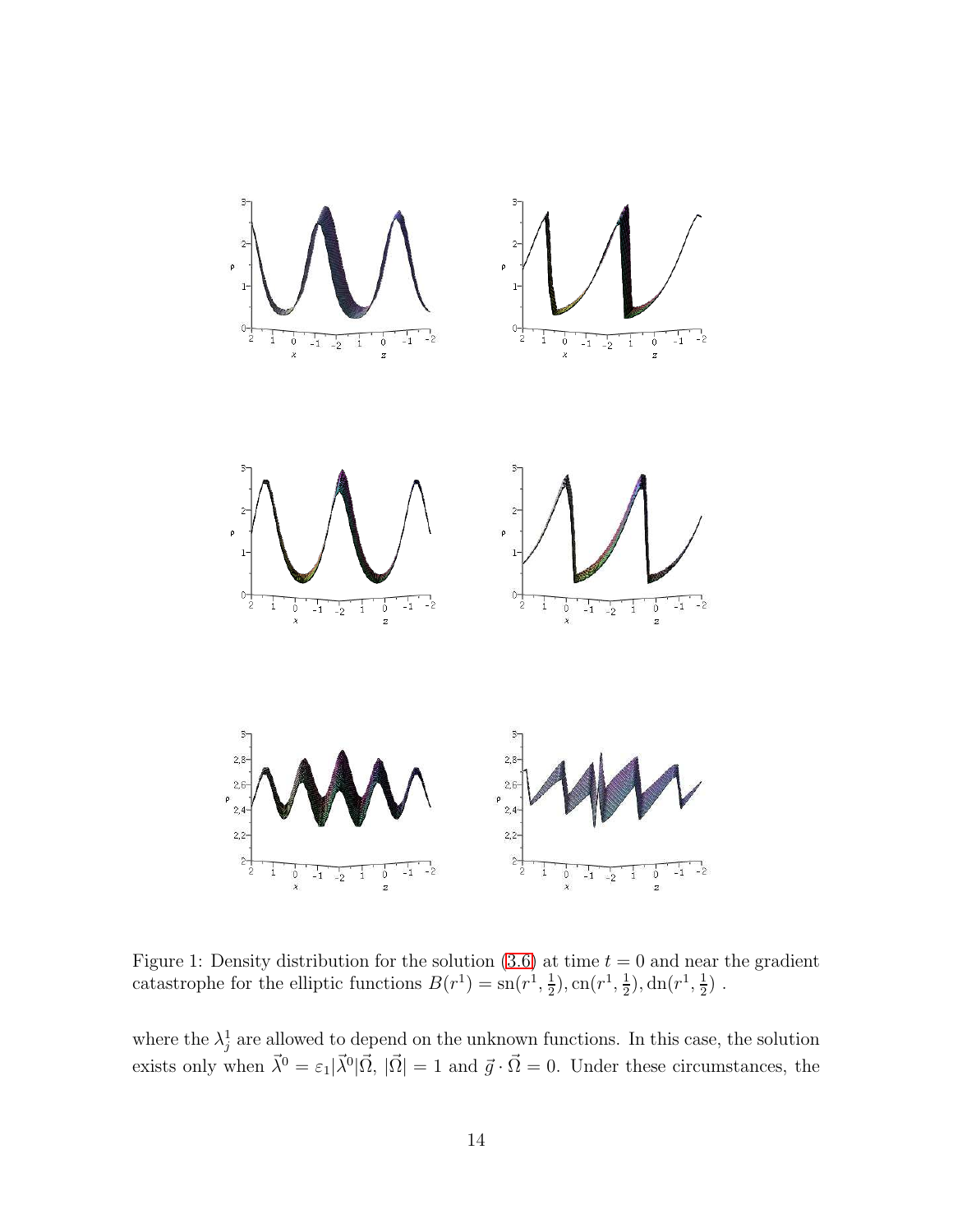Figure 1: Density distribution for the solution (3.6) at time $t = 0$ and near the gradient catastrophe for the elliptic functions $B(r^1) = \mathrm{sn}(r^1, \frac{1}{2}), \mathrm{cn}(r^1, \frac{1}{2}), \mathrm{dn}(r^1, \frac{1}{2})$ .

where the $\lambda_j^1$ are allowed to depend on the unknown functions. In this case, the solution exists only when $\vec{\lambda}^0 = \varepsilon_1 |\vec{\lambda}^0| \vec{\Omega}$, $|\vec{\Omega}| = 1$ and $\vec{g} \cdot \vec{\Omega} = 0$. Under these circumstances, the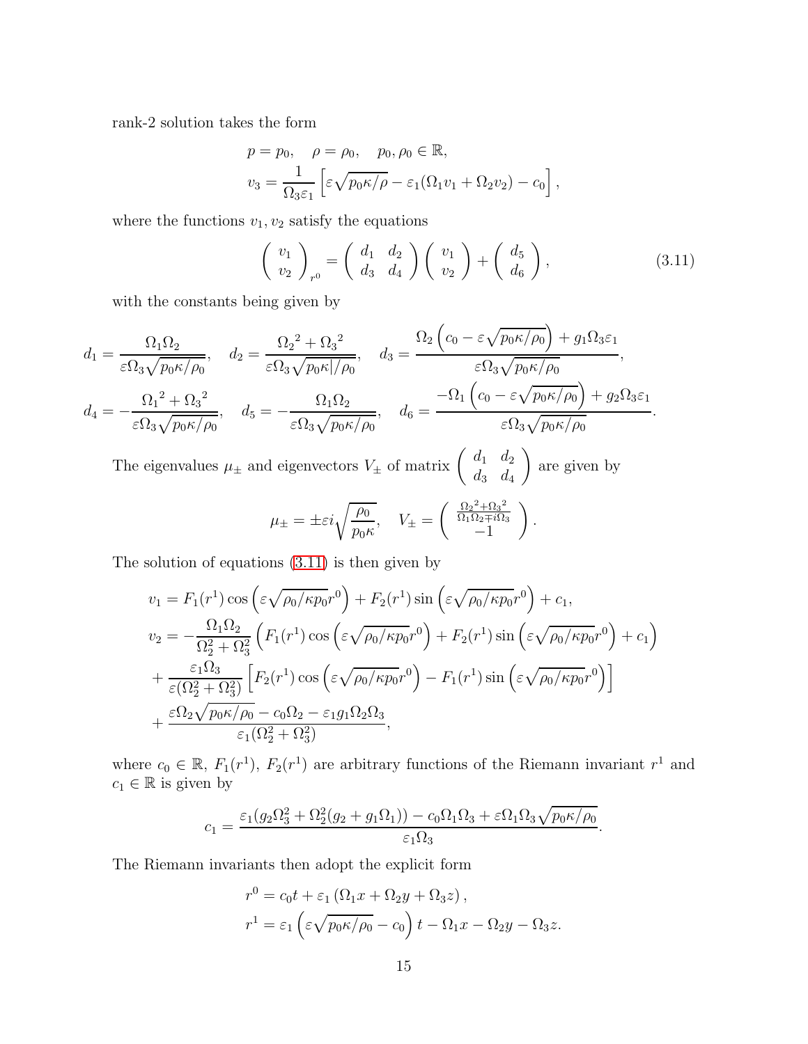rank-2 solution takes the form

$$
\begin{aligned}
&p = p_0, \quad \rho = \rho_0, \quad p_0, \rho_0 \in \mathbb{R}, \\
&v_3 = \frac{1}{\Omega_3 \varepsilon_1}\left[\varepsilon\sqrt{p_0\kappa/\rho} - \varepsilon_1(\Omega_1 v_1 + \Omega_2 v_2) - c_0\right],
\end{aligned}
$$

where the functions $v_1, v_2$ satisfy the equations

$$
\begin{pmatrix} v_1 \\ v_2 \end{pmatrix}_{r^0} = \begin{pmatrix} d_1 & d_2 \\ d_3 & d_4 \end{pmatrix}\begin{pmatrix} v_1 \\ v_2 \end{pmatrix} + \begin{pmatrix} d_5 \\ d_6 \end{pmatrix}, \tag{3.11}
$$

with the constants being given by

$$
d_1 = \frac{\Omega_1\Omega_2}{\varepsilon\Omega_3\sqrt{p_0\kappa/\rho_0}}, \quad d_2 = \frac{{\Omega_2}^2 + {\Omega_3}^2}{\varepsilon\Omega_3\sqrt{p_0\kappa|/\rho_0}}, \quad d_3 = \frac{\Omega_2\left(c_0 - \varepsilon\sqrt{p_0\kappa/\rho_0}\right) + g_1\Omega_3\varepsilon_1}{\varepsilon\Omega_3\sqrt{p_0\kappa/\rho_0}},
$$

$$
d_4 = -\frac{{\Omega_1}^2 + {\Omega_3}^2}{\varepsilon\Omega_3\sqrt{p_0\kappa/\rho_0}}, \quad d_5 = -\frac{\Omega_1\Omega_2}{\varepsilon\Omega_3\sqrt{p_0\kappa/\rho_0}}, \quad d_6 = \frac{-\Omega_1\left(c_0 - \varepsilon\sqrt{p_0\kappa/\rho_0}\right) + g_2\Omega_3\varepsilon_1}{\varepsilon\Omega_3\sqrt{p_0\kappa/\rho_0}}.
$$

The eigenvalues $\mu_\pm$ and eigenvectors $V_\pm$ of matrix $\begin{pmatrix} d_1 & d_2 \\ d_3 & d_4 \end{pmatrix}$ are given by

$$
\mu_\pm = \pm\varepsilon i\sqrt{\frac{\rho_0}{p_0\kappa}}, \quad V_\pm = \begin{pmatrix} \frac{{\Omega_2}^2 + {\Omega_3}^2}{\Omega_1\Omega_2 \mp i\Omega_3} \\ -1 \end{pmatrix}.
$$

The solution of equations (3.11) is then given by

$$
\begin{aligned}
v_1 &= F_1(r^1)\cos\left(\varepsilon\sqrt{\rho_0/\kappa p_0}\,r^0\right) + F_2(r^1)\sin\left(\varepsilon\sqrt{\rho_0/\kappa p_0}\,r^0\right) + c_1, \\
v_2 &= -\frac{\Omega_1\Omega_2}{\Omega_2^2 + \Omega_3^2}\left(F_1(r^1)\cos\left(\varepsilon\sqrt{\rho_0/\kappa p_0}\,r^0\right) + F_2(r^1)\sin\left(\varepsilon\sqrt{\rho_0/\kappa p_0}\,r^0\right) + c_1\right) \\
&+ \frac{\varepsilon_1\Omega_3}{\varepsilon(\Omega_2^2 + \Omega_3^2)}\left[F_2(r^1)\cos\left(\varepsilon\sqrt{\rho_0/\kappa p_0}\,r^0\right) - F_1(r^1)\sin\left(\varepsilon\sqrt{\rho_0/\kappa p_0}\,r^0\right)\right] \\
&+ \frac{\varepsilon\Omega_2\sqrt{p_0\kappa/\rho_0} - c_0\Omega_2 - \varepsilon_1 g_1\Omega_2\Omega_3}{\varepsilon_1(\Omega_2^2 + \Omega_3^2)},
\end{aligned}
$$

where $c_0 \in \mathbb{R}$, $F_1(r^1)$, $F_2(r^1)$ are arbitrary functions of the Riemann invariant $r^1$ and $c_1 \in \mathbb{R}$ is given by

$$
c_1 = \frac{\varepsilon_1(g_2\Omega_3^2 + \Omega_2^2(g_2 + g_1\Omega_1)) - c_0\Omega_1\Omega_3 + \varepsilon\Omega_1\Omega_3\sqrt{p_0\kappa/\rho_0}}{\varepsilon_1\Omega_3}.
$$

The Riemann invariants then adopt the explicit form

$$
\begin{aligned}
r^0 &= c_0 t + \varepsilon_1\left(\Omega_1 x + \Omega_2 y + \Omega_3 z\right), \\
r^1 &= \varepsilon_1\left(\varepsilon\sqrt{p_0\kappa/\rho_0} - c_0\right)t - \Omega_1 x - \Omega_2 y - \Omega_3 z.
\end{aligned}
$$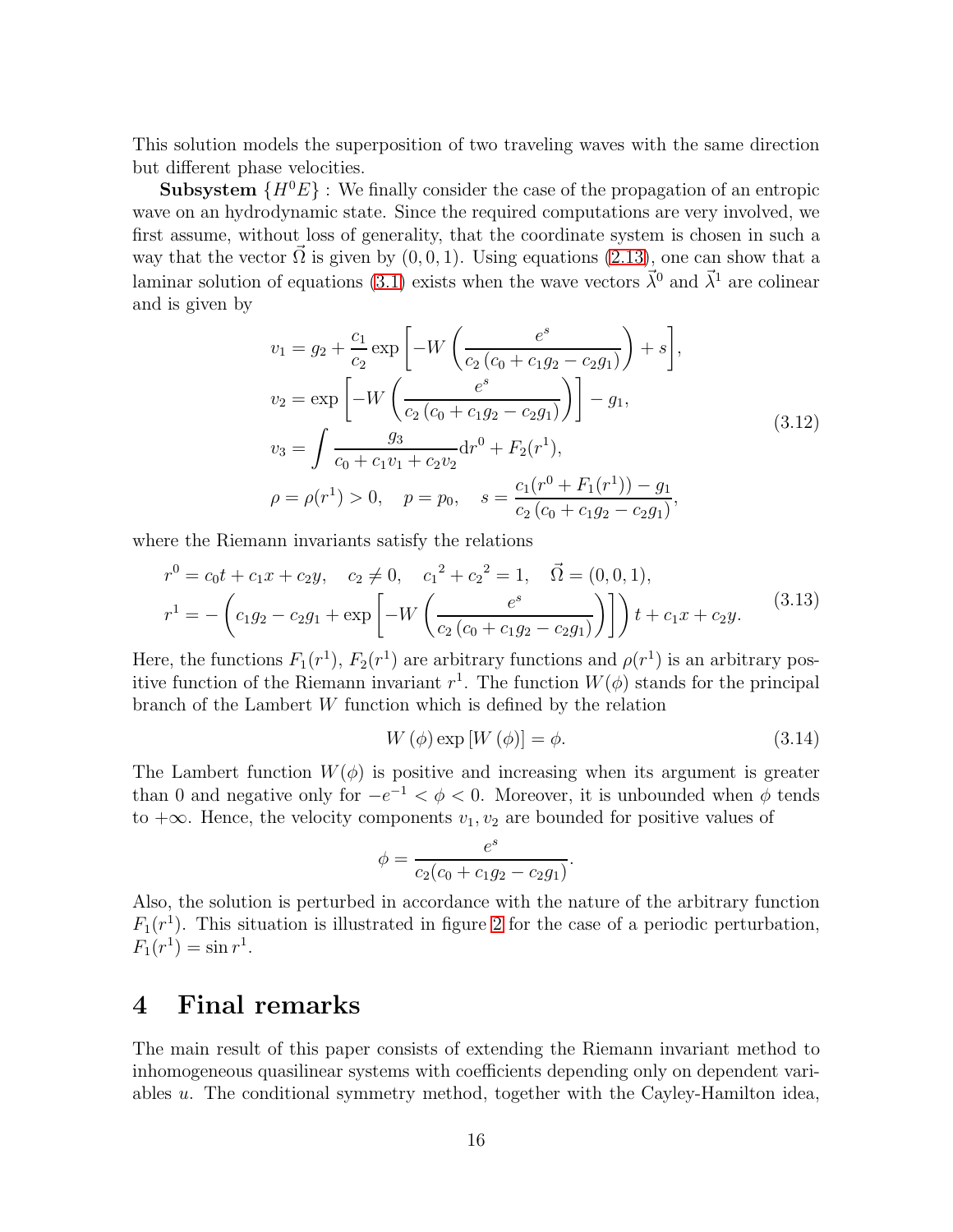This solution models the superposition of two traveling waves with the same direction but different phase velocities.

**Subsystem** $\{H^0 E\}$ : We finally consider the case of the propagation of an entropic wave on an hydrodynamic state. Since the required computations are very involved, we first assume, without loss of generality, that the coordinate system is chosen in such a way that the vector $\vec{\Omega}$ is given by $(0,0,1)$. Using equations (2.13), one can show that a laminar solution of equations (3.1) exists when the wave vectors $\vec{\lambda}^0$ and $\vec{\lambda}^1$ are colinear and is given by

$$
\begin{aligned}
v_1 &= g_2 + \frac{c_1}{c_2} \exp\left[ -W\left( \frac{e^s}{c_2\,(c_0 + c_1 g_2 - c_2 g_1)} \right) + s \right],\\
v_2 &= \exp\left[ -W\left( \frac{e^s}{c_2\,(c_0 + c_1 g_2 - c_2 g_1)} \right) \right] - g_1,\\
v_3 &= \int \frac{g_3}{c_0 + c_1 v_1 + c_2 v_2} \mathrm{d}r^0 + F_2(r^1),\\
\rho &= \rho(r^1) > 0, \quad p = p_0, \quad s = \frac{c_1 (r^0 + F_1(r^1)) - g_1}{c_2\,(c_0 + c_1 g_2 - c_2 g_1)},
\end{aligned}
\tag{3.12}
$$

where the Riemann invariants satisfy the relations

$$
\begin{aligned}
r^0 &= c_0 t + c_1 x + c_2 y, \quad c_2 \neq 0, \quad {c_1}^2 + {c_2}^2 = 1, \quad \vec{\Omega} = (0,0,1),\\
r^1 &= -\left( c_1 g_2 - c_2 g_1 + \exp\left[ -W\left( \frac{e^s}{c_2\,(c_0 + c_1 g_2 - c_2 g_1)} \right) \right] \right) t + c_1 x + c_2 y.
\end{aligned}
\tag{3.13}
$$

Here, the functions $F_1(r^1)$, $F_2(r^1)$ are arbitrary functions and $\rho(r^1)$ is an arbitrary positive function of the Riemann invariant $r^1$. The function $W(\phi)$ stands for the principal branch of the Lambert $W$ function which is defined by the relation

$$
W(\phi) \exp\left[ W(\phi) \right] = \phi. \tag{3.14}
$$

The Lambert function $W(\phi)$ is positive and increasing when its argument is greater than 0 and negative only for $-e^{-1} < \phi < 0$. Moreover, it is unbounded when $\phi$ tends to $+\infty$. Hence, the velocity components $v_1, v_2$ are bounded for positive values of

$$
\phi = \frac{e^s}{c_2 (c_0 + c_1 g_2 - c_2 g_1)}.
$$

Also, the solution is perturbed in accordance with the nature of the arbitrary function $F_1(r^1)$. This situation is illustrated in figure 2 for the case of a periodic perturbation, $F_1(r^1) = \sin r^1$.

## 4 Final remarks

The main result of this paper consists of extending the Riemann invariant method to inhomogeneous quasilinear systems with coefficients depending only on dependent variables $u$. The conditional symmetry method, together with the Cayley-Hamilton idea,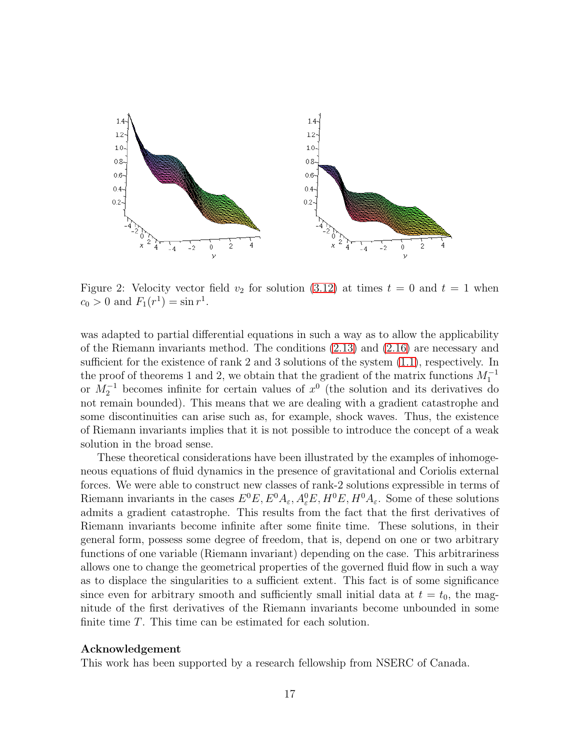Figure 2: Velocity vector field $v_2$ for solution (3.12) at times $t = 0$ and $t = 1$ when $c_0 > 0$ and $F_1(r^1) = \sin r^1$.

was adapted to partial differential equations in such a way as to allow the applicability of the Riemann invariants method. The conditions (2.13) and (2.16) are necessary and sufficient for the existence of rank 2 and 3 solutions of the system (1.1), respectively. In the proof of theorems 1 and 2, we obtain that the gradient of the matrix functions $M_1^{-1}$ or $M_2^{-1}$ becomes infinite for certain values of $x^0$ (the solution and its derivatives do not remain bounded). This means that we are dealing with a gradient catastrophe and some discontinuities can arise such as, for example, shock waves. Thus, the existence of Riemann invariants implies that it is not possible to introduce the concept of a weak solution in the broad sense.

These theoretical considerations have been illustrated by the examples of inhomogeneous equations of fluid dynamics in the presence of gravitational and Coriolis external forces. We were able to construct new classes of rank-2 solutions expressible in terms of Riemann invariants in the cases $E^0E, E^0A_\varepsilon, A_\varepsilon^0E, H^0E, H^0A_\varepsilon$. Some of these solutions admits a gradient catastrophe. This results from the fact that the first derivatives of Riemann invariants become infinite after some finite time. These solutions, in their general form, possess some degree of freedom, that is, depend on one or two arbitrary functions of one variable (Riemann invariant) depending on the case. This arbitrariness allows one to change the geometrical properties of the governed fluid flow in such a way as to displace the singularities to a sufficient extent. This fact is of some significance since even for arbitrary smooth and sufficiently small initial data at $t = t_0$, the magnitude of the first derivatives of the Riemann invariants become unbounded in some finite time $T$. This time can be estimated for each solution.

**Acknowledgement**

This work has been supported by a research fellowship from NSERC of Canada.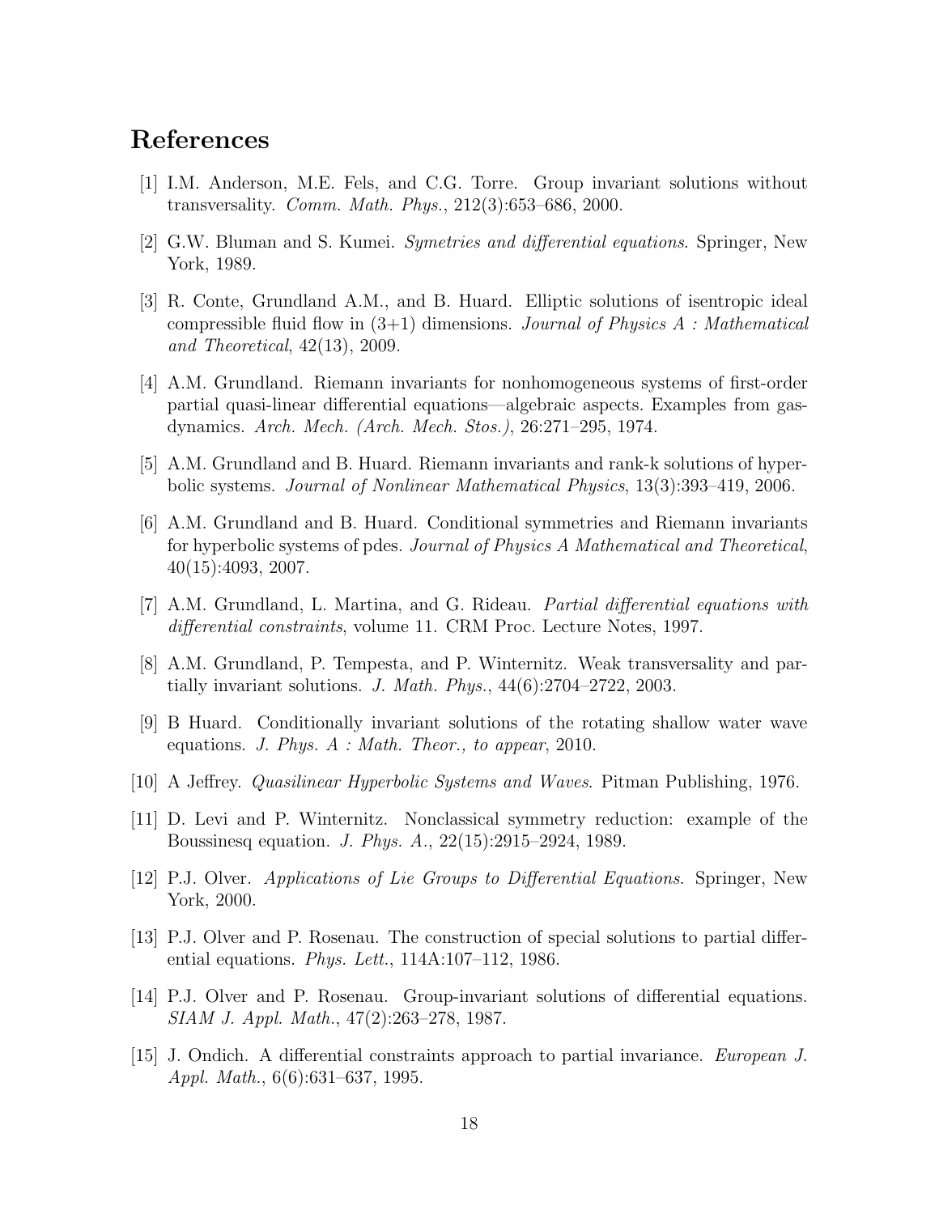# References

[1] I.M. Anderson, M.E. Fels, and C.G. Torre. Group invariant solutions without transversality. *Comm. Math. Phys.*, 212(3):653–686, 2000.

[2] G.W. Bluman and S. Kumei. *Symetries and differential equations*. Springer, New York, 1989.

[3] R. Conte, Grundland A.M., and B. Huard. Elliptic solutions of isentropic ideal compressible fluid flow in (3+1) dimensions. *Journal of Physics A : Mathematical and Theoretical*, 42(13), 2009.

[4] A.M. Grundland. Riemann invariants for nonhomogeneous systems of first-order partial quasi-linear differential equations—algebraic aspects. Examples from gasdynamics. *Arch. Mech. (Arch. Mech. Stos.)*, 26:271–295, 1974.

[5] A.M. Grundland and B. Huard. Riemann invariants and rank-k solutions of hyperbolic systems. *Journal of Nonlinear Mathematical Physics*, 13(3):393–419, 2006.

[6] A.M. Grundland and B. Huard. Conditional symmetries and Riemann invariants for hyperbolic systems of pdes. *Journal of Physics A Mathematical and Theoretical*, 40(15):4093, 2007.

[7] A.M. Grundland, L. Martina, and G. Rideau. *Partial differential equations with differential constraints*, volume 11. CRM Proc. Lecture Notes, 1997.

[8] A.M. Grundland, P. Tempesta, and P. Winternitz. Weak transversality and partially invariant solutions. *J. Math. Phys.*, 44(6):2704–2722, 2003.

[9] B Huard. Conditionally invariant solutions of the rotating shallow water wave equations. *J. Phys. A : Math. Theor., to appear*, 2010.

[10] A Jeffrey. *Quasilinear Hyperbolic Systems and Waves*. Pitman Publishing, 1976.

[11] D. Levi and P. Winternitz. Nonclassical symmetry reduction: example of the Boussinesq equation. *J. Phys. A.*, 22(15):2915–2924, 1989.

[12] P.J. Olver. *Applications of Lie Groups to Differential Equations*. Springer, New York, 2000.

[13] P.J. Olver and P. Rosenau. The construction of special solutions to partial differential equations. *Phys. Lett.*, 114A:107–112, 1986.

[14] P.J. Olver and P. Rosenau. Group-invariant solutions of differential equations. *SIAM J. Appl. Math.*, 47(2):263–278, 1987.

[15] J. Ondich. A differential constraints approach to partial invariance. *European J. Appl. Math.*, 6(6):631–637, 1995.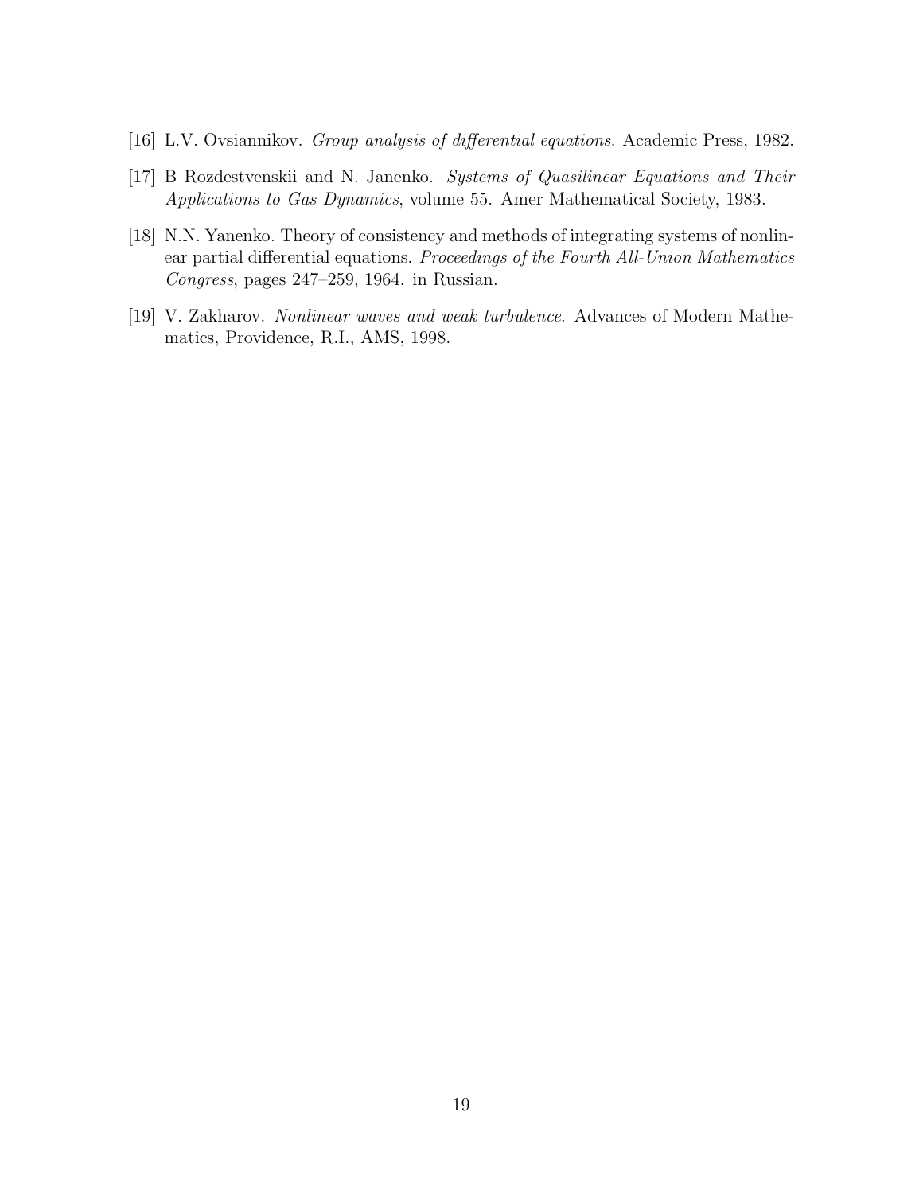[16] L.V. Ovsiannikov. *Group analysis of differential equations*. Academic Press, 1982.

[17] B Rozdestvenskii and N. Janenko. *Systems of Quasilinear Equations and Their Applications to Gas Dynamics*, volume 55. Amer Mathematical Society, 1983.

[18] N.N. Yanenko. Theory of consistency and methods of integrating systems of nonlinear partial differential equations. *Proceedings of the Fourth All-Union Mathematics Congress*, pages 247–259, 1964. in Russian.

[19] V. Zakharov. *Nonlinear waves and weak turbulence*. Advances of Modern Mathematics, Providence, R.I., AMS, 1998.